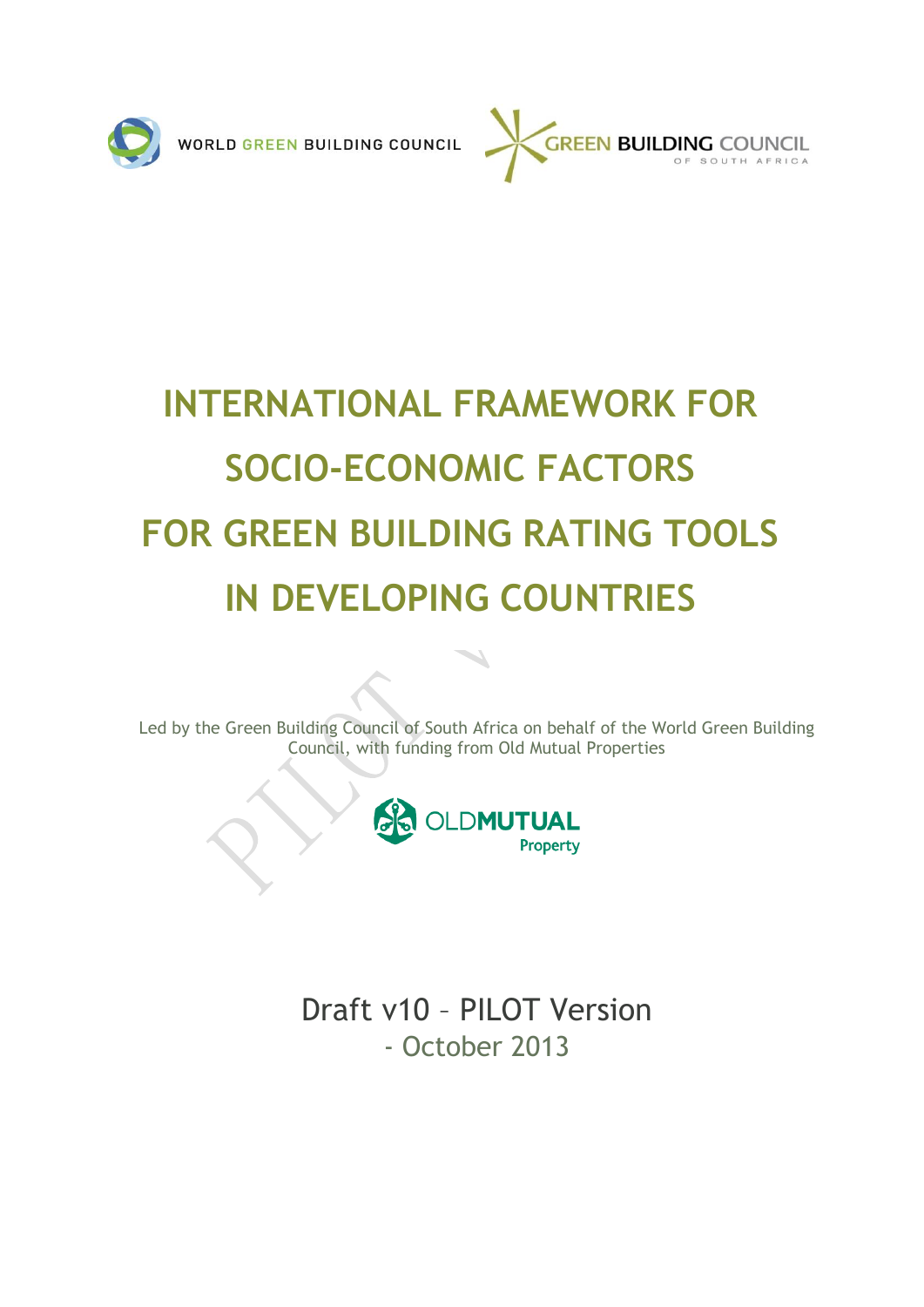WORLD GREEN BUILDING COUNCIL

GREEN BUILDING COUNCIL OF SOUTH AFRICA

# INTERNATIONAL FRAMEWORK FOR SOCIO-ECONOMIC FACTORS FOR GREEN BUILDING RATING TOOLS IN DEVELOPING COUNTRIES

Led by the Green Building Council of South Africa on behalf of the World Green Building Council, with funding from Old Mutual Properties

OLDMUTUAL Property

Draft v10 – PILOT Version
- October 2013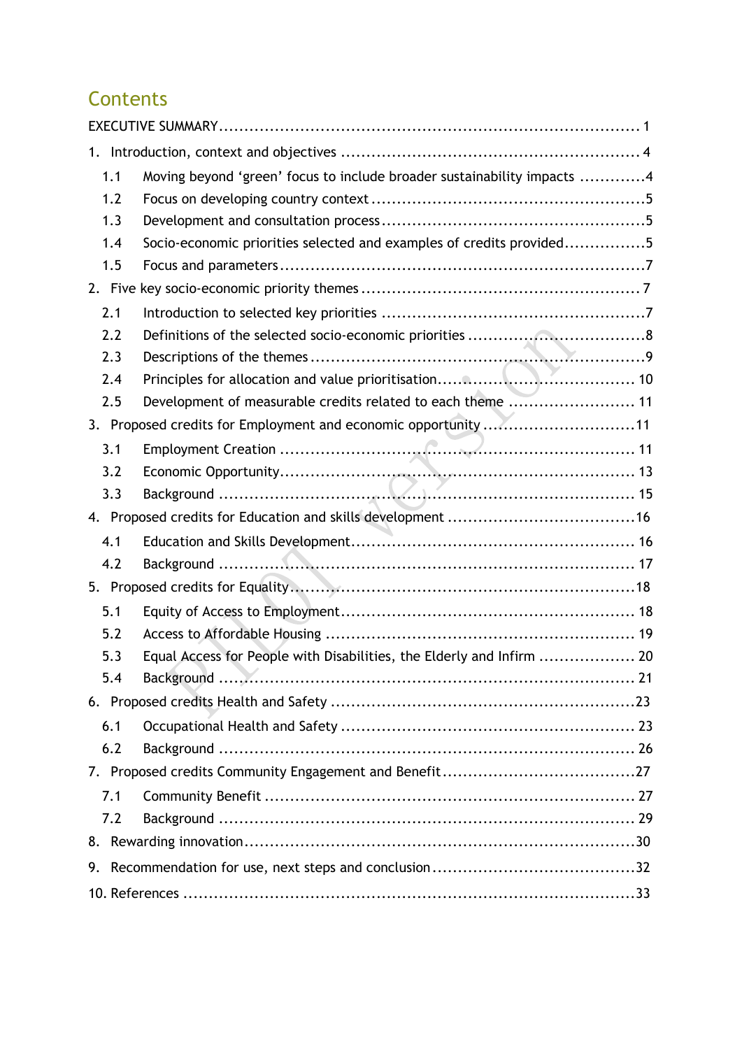## Contents

EXECUTIVE SUMMARY ..................................................................................... 1

1. Introduction, context and objectives ........................................................... 4
   - 1.1 Moving beyond 'green' focus to include broader sustainability impacts .............4
   - 1.2 Focus on developing country context .....................................................5
   - 1.3 Development and consultation process ....................................................5
   - 1.4 Socio-economic priorities selected and examples of credits provided................5
   - 1.5 Focus and parameters .......................................................................7
2. Five key socio-economic priority themes ...................................................... 7
   - 2.1 Introduction to selected key priorities ....................................................7
   - 2.2 Definitions of the selected socio-economic priorities ...................................8
   - 2.3 Descriptions of the themes ..................................................................9
   - 2.4 Principles for allocation and value prioritisation...................................... 10
   - 2.5 Development of measurable credits related to each theme ......................... 11
3. Proposed credits for Employment and economic opportunity ..............................11
   - 3.1 Employment Creation ....................................................................... 11
   - 3.2 Economic Opportunity....................................................................... 13
   - 3.3 Background ................................................................................... 15
4. Proposed credits for Education and skills development .....................................16
   - 4.1 Education and Skills Development........................................................ 16
   - 4.2 Background ................................................................................... 17
5. Proposed credits for Equality.......................................................................18
   - 5.1 Equity of Access to Employment.......................................................... 18
   - 5.2 Access to Affordable Housing ............................................................. 19
   - 5.3 Equal Access for People with Disabilities, the Elderly and Infirm ................... 20
   - 5.4 Background ................................................................................... 21
6. Proposed credits Health and Safety ...............................................................23
   - 6.1 Occupational Health and Safety .......................................................... 23
   - 6.2 Background ................................................................................... 26
7. Proposed credits Community Engagement and Benefit.......................................27
   - 7.1 Community Benefit ......................................................................... 27
   - 7.2 Background ................................................................................... 29
8. Rewarding innovation.................................................................................30
9. Recommendation for use, next steps and conclusion........................................32
10. References ...........................................................................................33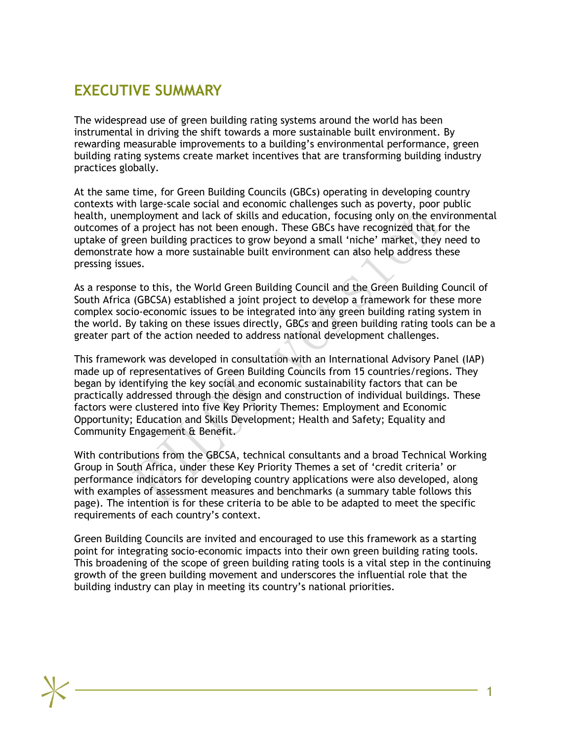# EXECUTIVE SUMMARY

The widespread use of green building rating systems around the world has been instrumental in driving the shift towards a more sustainable built environment. By rewarding measurable improvements to a building's environmental performance, green building rating systems create market incentives that are transforming building industry practices globally.

At the same time, for Green Building Councils (GBCs) operating in developing country contexts with large-scale social and economic challenges such as poverty, poor public health, unemployment and lack of skills and education, focusing only on the environmental outcomes of a project has not been enough. These GBCs have recognized that for the uptake of green building practices to grow beyond a small 'niche' market, they need to demonstrate how a more sustainable built environment can also help address these pressing issues.

As a response to this, the World Green Building Council and the Green Building Council of South Africa (GBCSA) established a joint project to develop a framework for these more complex socio-economic issues to be integrated into any green building rating system in the world. By taking on these issues directly, GBCs and green building rating tools can be a greater part of the action needed to address national development challenges.

This framework was developed in consultation with an International Advisory Panel (IAP) made up of representatives of Green Building Councils from 15 countries/regions. They began by identifying the key social and economic sustainability factors that can be practically addressed through the design and construction of individual buildings. These factors were clustered into five Key Priority Themes: Employment and Economic Opportunity; Education and Skills Development; Health and Safety; Equality and Community Engagement & Benefit.

With contributions from the GBCSA, technical consultants and a broad Technical Working Group in South Africa, under these Key Priority Themes a set of 'credit criteria' or performance indicators for developing country applications were also developed, along with examples of assessment measures and benchmarks (a summary table follows this page). The intention is for these criteria to be able to be adapted to meet the specific requirements of each country's context.

Green Building Councils are invited and encouraged to use this framework as a starting point for integrating socio-economic impacts into their own green building rating tools. This broadening of the scope of green building rating tools is a vital step in the continuing growth of the green building movement and underscores the influential role that the building industry can play in meeting its country's national priorities.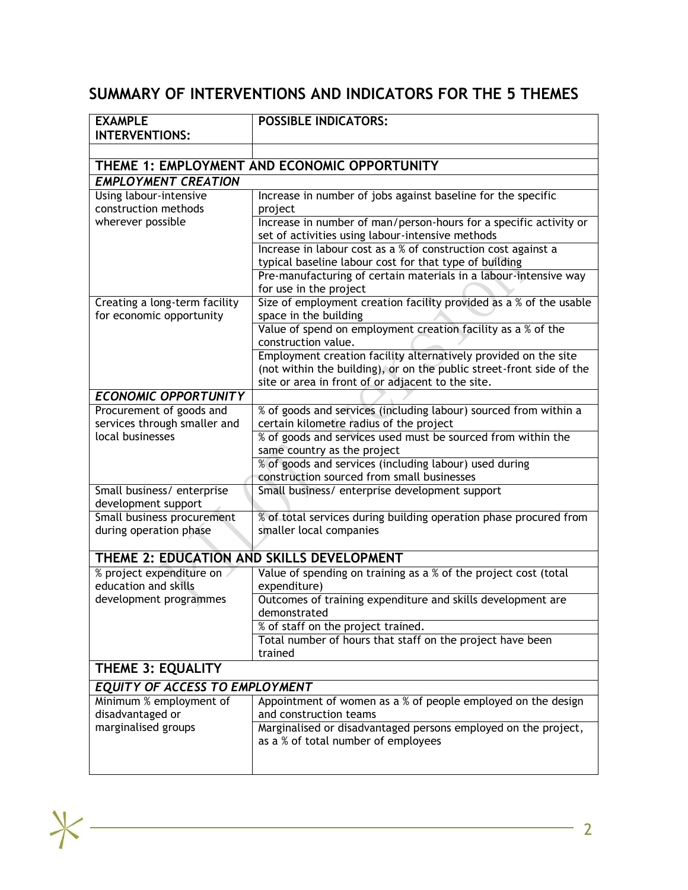## SUMMARY OF INTERVENTIONS AND INDICATORS FOR THE 5 THEMES

| EXAMPLE INTERVENTIONS: | POSSIBLE INDICATORS: |
|---|---|
| | |
| **THEME 1: EMPLOYMENT AND ECONOMIC OPPORTUNITY** | |
| ***EMPLOYMENT CREATION*** | |
| Using labour-intensive construction methods wherever possible | Increase in number of jobs against baseline for the specific project |
| | Increase in number of man/person-hours for a specific activity or set of activities using labour-intensive methods |
| | Increase in labour cost as a % of construction cost against a typical baseline labour cost for that type of building |
| | Pre-manufacturing of certain materials in a labour-intensive way for use in the project |
| Creating a long-term facility for economic opportunity | Size of employment creation facility provided as a % of the usable space in the building |
| | Value of spend on employment creation facility as a % of the construction value. |
| | Employment creation facility alternatively provided on the site (not within the building), or on the public street-front side of the site or area in front of or adjacent to the site. |
| ***ECONOMIC OPPORTUNITY*** | |
| Procurement of goods and services through smaller and local businesses | % of goods and services (including labour) sourced from within a certain kilometre radius of the project |
| | % of goods and services used must be sourced from within the same country as the project |
| | % of goods and services (including labour) used during construction sourced from small businesses |
| Small business/ enterprise development support | Small business/ enterprise development support |
| Small business procurement during operation phase | % of total services during building operation phase procured from smaller local companies |
| **THEME 2: EDUCATION AND SKILLS DEVELOPMENT** | |
| % project expenditure on education and skills development programmes | Value of spending on training as a % of the project cost (total expenditure) |
| | Outcomes of training expenditure and skills development are demonstrated |
| | % of staff on the project trained. |
| | Total number of hours that staff on the project have been trained |
| **THEME 3: EQUALITY** | |
| ***EQUITY OF ACCESS TO EMPLOYMENT*** | |
| Minimum % employment of disadvantaged or marginalised groups | Appointment of women as a % of people employed on the design and construction teams |
| | Marginalised or disadvantaged persons employed on the project, as a % of total number of employees |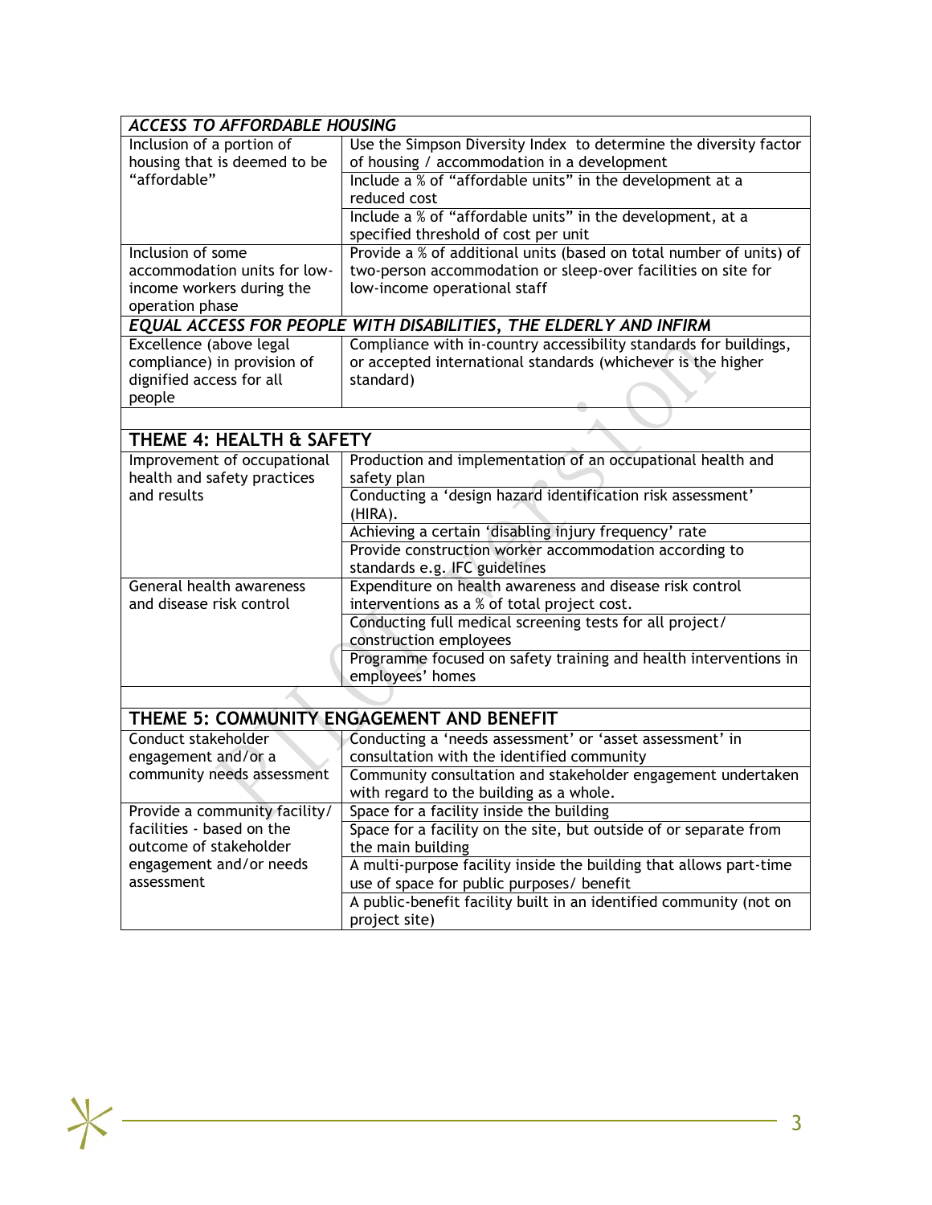| *ACCESS TO AFFORDABLE HOUSING* | |
|---|---|
| Inclusion of a portion of housing that is deemed to be "affordable" | Use the Simpson Diversity Index to determine the diversity factor of housing / accommodation in a development |
| | Include a % of "affordable units" in the development at a reduced cost |
| | Include a % of "affordable units" in the development, at a specified threshold of cost per unit |
| Inclusion of some accommodation units for low-income workers during the operation phase | Provide a % of additional units (based on total number of units) of two-person accommodation or sleep-over facilities on site for low-income operational staff |
| ***EQUAL ACCESS FOR PEOPLE WITH DISABILITIES, THE ELDERLY AND INFIRM*** | |
| Excellence (above legal compliance) in provision of dignified access for all people | Compliance with in-country accessibility standards for buildings, or accepted international standards (whichever is the higher standard) |

| **THEME 4: HEALTH & SAFETY** | |
|---|---|
| Improvement of occupational health and safety practices and results | Production and implementation of an occupational health and safety plan |
| | Conducting a 'design hazard identification risk assessment' (HIRA). |
| | Achieving a certain 'disabling injury frequency' rate |
| | Provide construction worker accommodation according to standards e.g. IFC guidelines |
| General health awareness and disease risk control | Expenditure on health awareness and disease risk control interventions as a % of total project cost. |
| | Conducting full medical screening tests for all project/ construction employees |
| | Programme focused on safety training and health interventions in employees' homes |

| **THEME 5: COMMUNITY ENGAGEMENT AND BENEFIT** | |
|---|---|
| Conduct stakeholder engagement and/or a community needs assessment | Conducting a 'needs assessment' or 'asset assessment' in consultation with the identified community |
| | Community consultation and stakeholder engagement undertaken with regard to the building as a whole. |
| Provide a community facility/ facilities - based on the outcome of stakeholder engagement and/or needs assessment | Space for a facility inside the building |
| | Space for a facility on the site, but outside of or separate from the main building |
| | A multi-purpose facility inside the building that allows part-time use of space for public purposes/ benefit |
| | A public-benefit facility built in an identified community (not on project site) |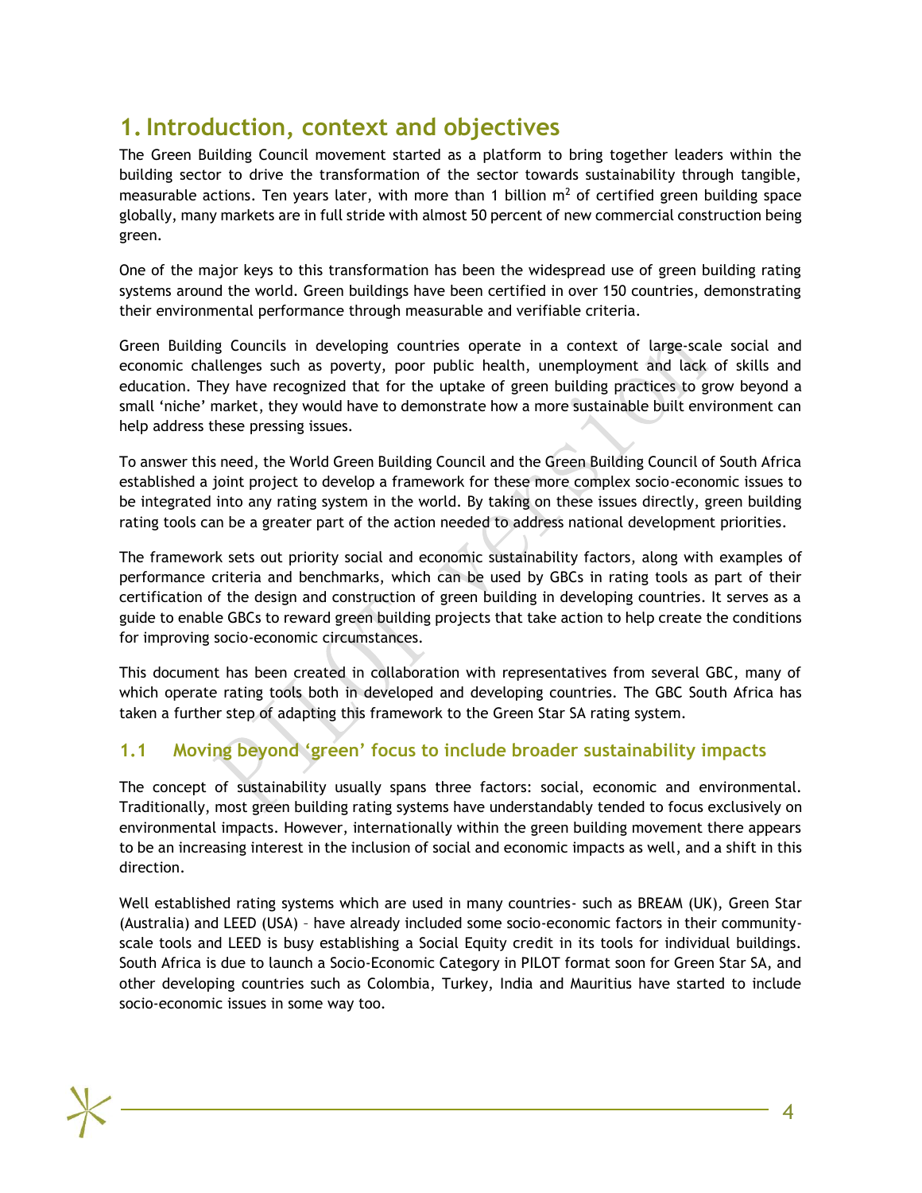# 1. Introduction, context and objectives

The Green Building Council movement started as a platform to bring together leaders within the building sector to drive the transformation of the sector towards sustainability through tangible, measurable actions. Ten years later, with more than 1 billion $m^2$ of certified green building space globally, many markets are in full stride with almost 50 percent of new commercial construction being green.

One of the major keys to this transformation has been the widespread use of green building rating systems around the world. Green buildings have been certified in over 150 countries, demonstrating their environmental performance through measurable and verifiable criteria.

Green Building Councils in developing countries operate in a context of large-scale social and economic challenges such as poverty, poor public health, unemployment and lack of skills and education. They have recognized that for the uptake of green building practices to grow beyond a small 'niche' market, they would have to demonstrate how a more sustainable built environment can help address these pressing issues.

To answer this need, the World Green Building Council and the Green Building Council of South Africa established a joint project to develop a framework for these more complex socio-economic issues to be integrated into any rating system in the world. By taking on these issues directly, green building rating tools can be a greater part of the action needed to address national development priorities.

The framework sets out priority social and economic sustainability factors, along with examples of performance criteria and benchmarks, which can be used by GBCs in rating tools as part of their certification of the design and construction of green building in developing countries. It serves as a guide to enable GBCs to reward green building projects that take action to help create the conditions for improving socio-economic circumstances.

This document has been created in collaboration with representatives from several GBC, many of which operate rating tools both in developed and developing countries. The GBC South Africa has taken a further step of adapting this framework to the Green Star SA rating system.

## 1.1 Moving beyond 'green' focus to include broader sustainability impacts

The concept of sustainability usually spans three factors: social, economic and environmental. Traditionally, most green building rating systems have understandably tended to focus exclusively on environmental impacts. However, internationally within the green building movement there appears to be an increasing interest in the inclusion of social and economic impacts as well, and a shift in this direction.

Well established rating systems which are used in many countries- such as BREAM (UK), Green Star (Australia) and LEED (USA) – have already included some socio-economic factors in their community-scale tools and LEED is busy establishing a Social Equity credit in its tools for individual buildings. South Africa is due to launch a Socio-Economic Category in PILOT format soon for Green Star SA, and other developing countries such as Colombia, Turkey, India and Mauritius have started to include socio-economic issues in some way too.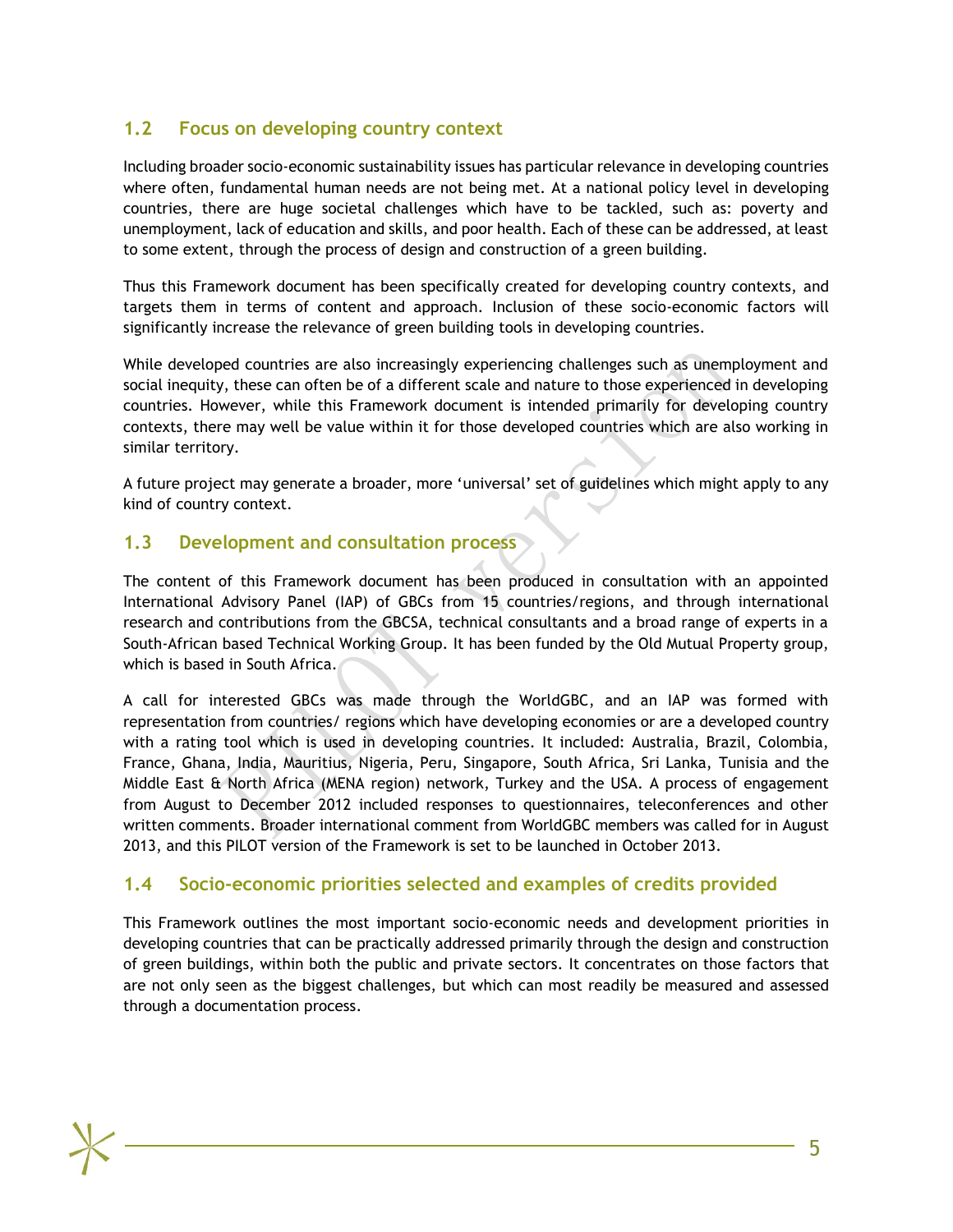## 1.2 Focus on developing country context

Including broader socio-economic sustainability issues has particular relevance in developing countries where often, fundamental human needs are not being met. At a national policy level in developing countries, there are huge societal challenges which have to be tackled, such as: poverty and unemployment, lack of education and skills, and poor health. Each of these can be addressed, at least to some extent, through the process of design and construction of a green building.

Thus this Framework document has been specifically created for developing country contexts, and targets them in terms of content and approach. Inclusion of these socio-economic factors will significantly increase the relevance of green building tools in developing countries.

While developed countries are also increasingly experiencing challenges such as unemployment and social inequity, these can often be of a different scale and nature to those experienced in developing countries. However, while this Framework document is intended primarily for developing country contexts, there may well be value within it for those developed countries which are also working in similar territory.

A future project may generate a broader, more 'universal' set of guidelines which might apply to any kind of country context.

## 1.3 Development and consultation process

The content of this Framework document has been produced in consultation with an appointed International Advisory Panel (IAP) of GBCs from 15 countries/regions, and through international research and contributions from the GBCSA, technical consultants and a broad range of experts in a South-African based Technical Working Group. It has been funded by the Old Mutual Property group, which is based in South Africa.

A call for interested GBCs was made through the WorldGBC, and an IAP was formed with representation from countries/ regions which have developing economies or are a developed country with a rating tool which is used in developing countries. It included: Australia, Brazil, Colombia, France, Ghana, India, Mauritius, Nigeria, Peru, Singapore, South Africa, Sri Lanka, Tunisia and the Middle East & North Africa (MENA region) network, Turkey and the USA. A process of engagement from August to December 2012 included responses to questionnaires, teleconferences and other written comments. Broader international comment from WorldGBC members was called for in August 2013, and this PILOT version of the Framework is set to be launched in October 2013.

## 1.4 Socio-economic priorities selected and examples of credits provided

This Framework outlines the most important socio-economic needs and development priorities in developing countries that can be practically addressed primarily through the design and construction of green buildings, within both the public and private sectors. It concentrates on those factors that are not only seen as the biggest challenges, but which can most readily be measured and assessed through a documentation process.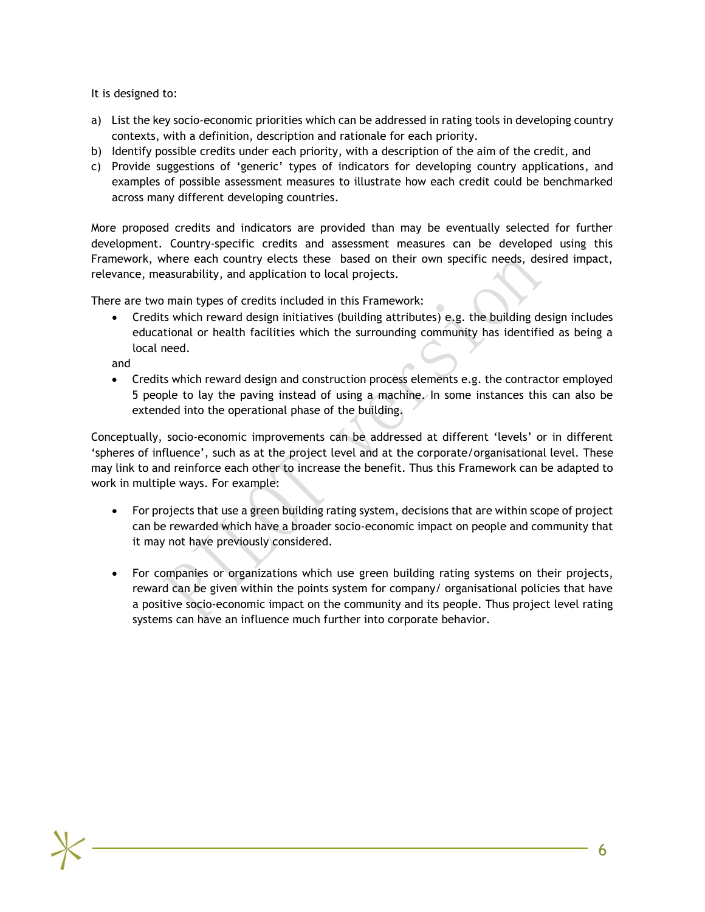It is designed to:

a) List the key socio-economic priorities which can be addressed in rating tools in developing country contexts, with a definition, description and rationale for each priority.
b) Identify possible credits under each priority, with a description of the aim of the credit, and
c) Provide suggestions of 'generic' types of indicators for developing country applications, and examples of possible assessment measures to illustrate how each credit could be benchmarked across many different developing countries.

More proposed credits and indicators are provided than may be eventually selected for further development. Country-specific credits and assessment measures can be developed using this Framework, where each country elects these based on their own specific needs, desired impact, relevance, measurability, and application to local projects.

There are two main types of credits included in this Framework:

- Credits which reward design initiatives (building attributes) e.g. the building design includes educational or health facilities which the surrounding community has identified as being a local need.

and

- Credits which reward design and construction process elements e.g. the contractor employed 5 people to lay the paving instead of using a machine. In some instances this can also be extended into the operational phase of the building.

Conceptually, socio-economic improvements can be addressed at different 'levels' or in different 'spheres of influence', such as at the project level and at the corporate/organisational level. These may link to and reinforce each other to increase the benefit. Thus this Framework can be adapted to work in multiple ways. For example:

- For projects that use a green building rating system, decisions that are within scope of project can be rewarded which have a broader socio-economic impact on people and community that it may not have previously considered.

- For companies or organizations which use green building rating systems on their projects, reward can be given within the points system for company/ organisational policies that have a positive socio-economic impact on the community and its people. Thus project level rating systems can have an influence much further into corporate behavior.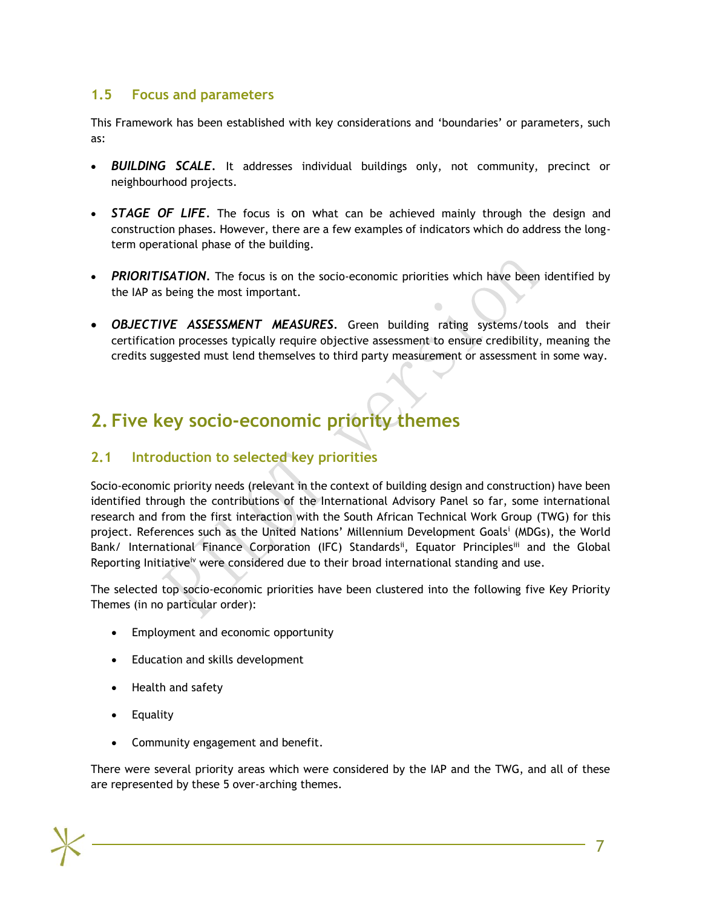### 1.5 Focus and parameters

This Framework has been established with key considerations and 'boundaries' or parameters, such as:

- ***BUILDING SCALE.*** It addresses individual buildings only, not community, precinct or neighbourhood projects.
- ***STAGE OF LIFE.*** The focus is on what can be achieved mainly through the design and construction phases. However, there are a few examples of indicators which do address the long-term operational phase of the building.
- ***PRIORITISATION.*** The focus is on the socio-economic priorities which have been identified by the IAP as being the most important.
- ***OBJECTIVE ASSESSMENT MEASURES.*** Green building rating systems/tools and their certification processes typically require objective assessment to ensure credibility, meaning the credits suggested must lend themselves to third party measurement or assessment in some way.

## 2. Five key socio-economic priority themes

### 2.1 Introduction to selected key priorities

Socio-economic priority needs (relevant in the context of building design and construction) have been identified through the contributions of the International Advisory Panel so far, some international research and from the first interaction with the South African Technical Work Group (TWG) for this project. References such as the United Nations' Millennium Development Goals[i] (MDGs), the World Bank/ International Finance Corporation (IFC) Standards[ii], Equator Principles[iii] and the Global Reporting Initiative[iv] were considered due to their broad international standing and use.

The selected top socio-economic priorities have been clustered into the following five Key Priority Themes (in no particular order):

- Employment and economic opportunity
- Education and skills development
- Health and safety
- Equality
- Community engagement and benefit.

There were several priority areas which were considered by the IAP and the TWG, and all of these are represented by these 5 over-arching themes.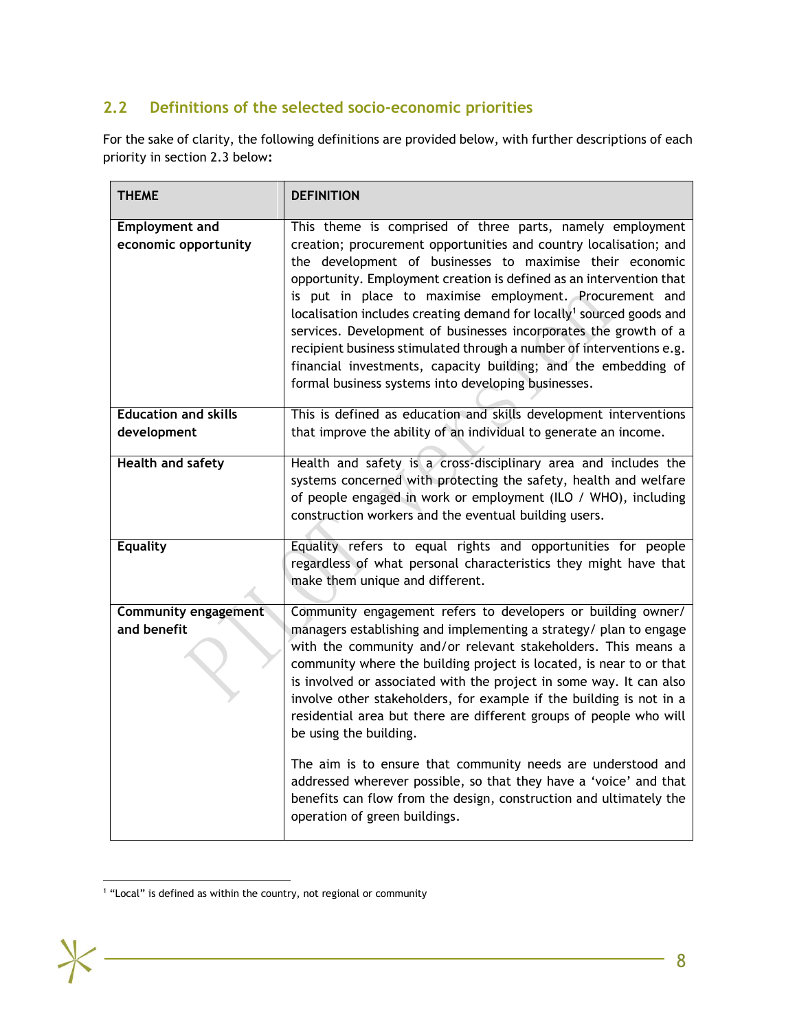## 2.2 Definitions of the selected socio-economic priorities

For the sake of clarity, the following definitions are provided below, with further descriptions of each priority in section 2.3 below:

| THEME | DEFINITION |
|---|---|
| **Employment and economic opportunity** | This theme is comprised of three parts, namely employment creation; procurement opportunities and country localisation; and the development of businesses to maximise their economic opportunity. Employment creation is defined as an intervention that is put in place to maximise employment. Procurement and localisation includes creating demand for locally[1] sourced goods and services. Development of businesses incorporates the growth of a recipient business stimulated through a number of interventions e.g. financial investments, capacity building; and the embedding of formal business systems into developing businesses. |
| **Education and skills development** | This is defined as education and skills development interventions that improve the ability of an individual to generate an income. |
| **Health and safety** | Health and safety is a cross-disciplinary area and includes the systems concerned with protecting the safety, health and welfare of people engaged in work or employment (ILO / WHO), including construction workers and the eventual building users. |
| **Equality** | Equality refers to equal rights and opportunities for people regardless of what personal characteristics they might have that make them unique and different. |
| **Community engagement and benefit** | Community engagement refers to developers or building owner/ managers establishing and implementing a strategy/ plan to engage with the community and/or relevant stakeholders. This means a community where the building project is located, is near to or that is involved or associated with the project in some way. It can also involve other stakeholders, for example if the building is not in a residential area but there are different groups of people who will be using the building.<br><br>The aim is to ensure that community needs are understood and addressed wherever possible, so that they have a 'voice' and that benefits can flow from the design, construction and ultimately the operation of green buildings. |

[1] "Local" is defined as within the country, not regional or community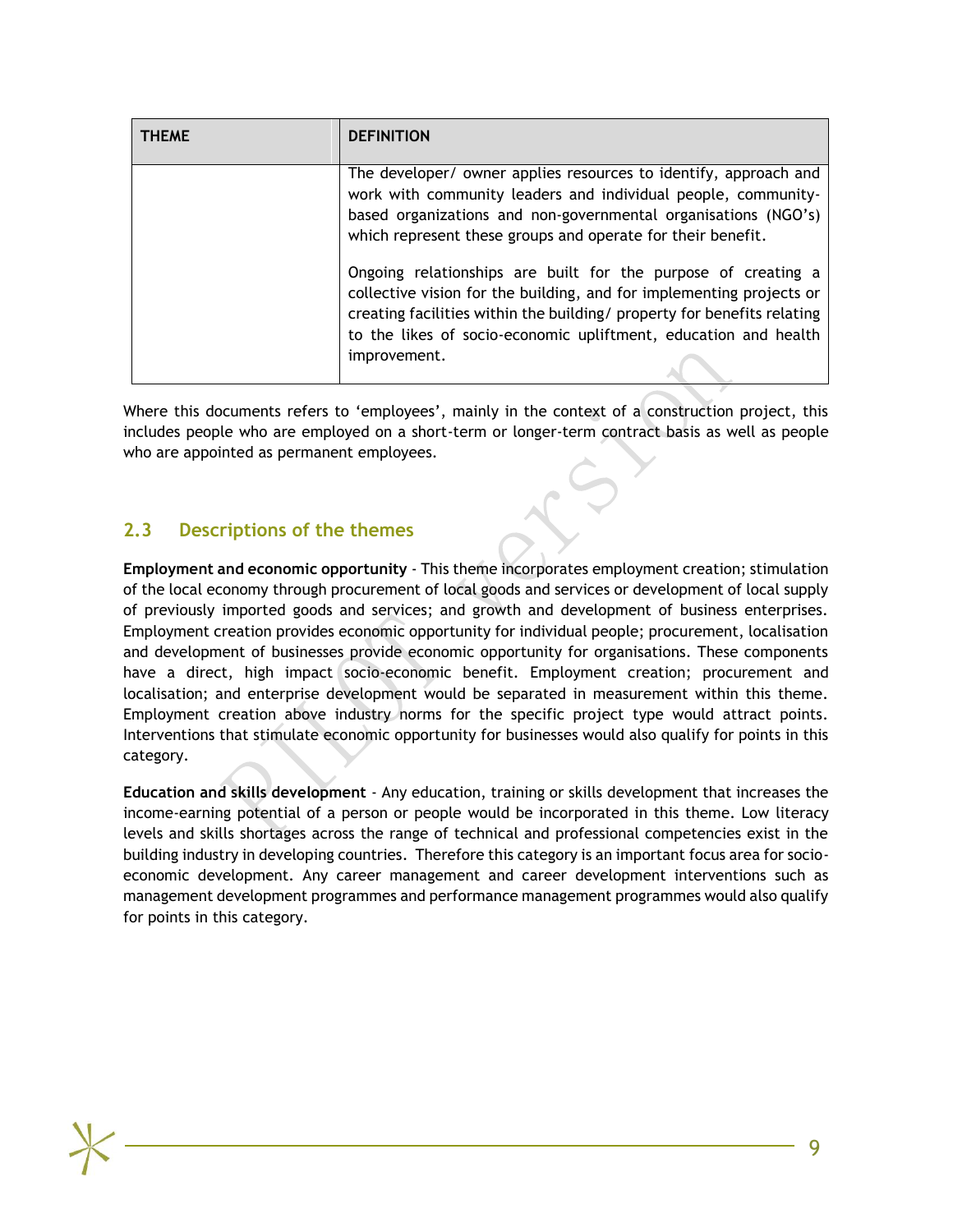| THEME | DEFINITION |
|---|---|
| | The developer/ owner applies resources to identify, approach and work with community leaders and individual people, community-based organizations and non-governmental organisations (NGO's) which represent these groups and operate for their benefit.<br><br>Ongoing relationships are built for the purpose of creating a collective vision for the building, and for implementing projects or creating facilities within the building/ property for benefits relating to the likes of socio-economic upliftment, education and health improvement. |

Where this documents refers to 'employees', mainly in the context of a construction project, this includes people who are employed on a short-term or longer-term contract basis as well as people who are appointed as permanent employees.

## 2.3 Descriptions of the themes

**Employment and economic opportunity** - This theme incorporates employment creation; stimulation of the local economy through procurement of local goods and services or development of local supply of previously imported goods and services; and growth and development of business enterprises. Employment creation provides economic opportunity for individual people; procurement, localisation and development of businesses provide economic opportunity for organisations. These components have a direct, high impact socio-economic benefit. Employment creation; procurement and localisation; and enterprise development would be separated in measurement within this theme. Employment creation above industry norms for the specific project type would attract points. Interventions that stimulate economic opportunity for businesses would also qualify for points in this category.

**Education and skills development** - Any education, training or skills development that increases the income-earning potential of a person or people would be incorporated in this theme. Low literacy levels and skills shortages across the range of technical and professional competencies exist in the building industry in developing countries. Therefore this category is an important focus area for socio-economic development. Any career management and career development interventions such as management development programmes and performance management programmes would also qualify for points in this category.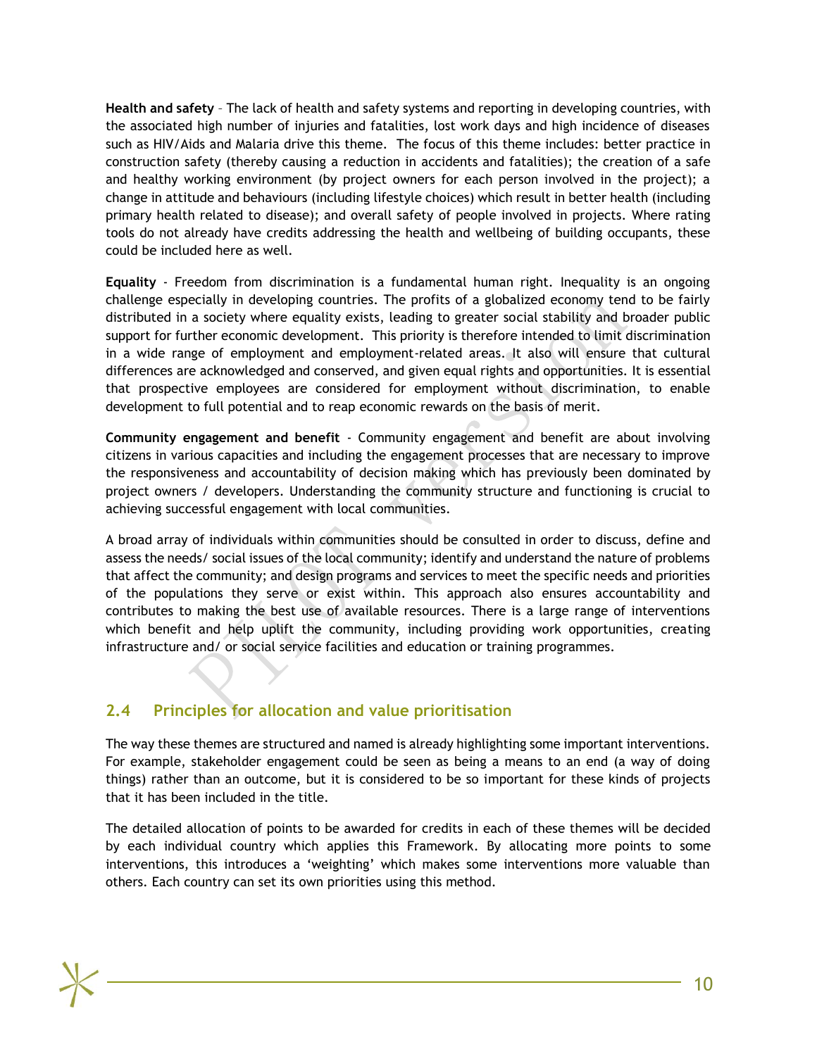**Health and safety** – The lack of health and safety systems and reporting in developing countries, with the associated high number of injuries and fatalities, lost work days and high incidence of diseases such as HIV/Aids and Malaria drive this theme. The focus of this theme includes: better practice in construction safety (thereby causing a reduction in accidents and fatalities); the creation of a safe and healthy working environment (by project owners for each person involved in the project); a change in attitude and behaviours (including lifestyle choices) which result in better health (including primary health related to disease); and overall safety of people involved in projects. Where rating tools do not already have credits addressing the health and wellbeing of building occupants, these could be included here as well.

**Equality** - Freedom from discrimination is a fundamental human right. Inequality is an ongoing challenge especially in developing countries. The profits of a globalized economy tend to be fairly distributed in a society where equality exists, leading to greater social stability and broader public support for further economic development. This priority is therefore intended to limit discrimination in a wide range of employment and employment-related areas. It also will ensure that cultural differences are acknowledged and conserved, and given equal rights and opportunities. It is essential that prospective employees are considered for employment without discrimination, to enable development to full potential and to reap economic rewards on the basis of merit.

**Community engagement and benefit** - Community engagement and benefit are about involving citizens in various capacities and including the engagement processes that are necessary to improve the responsiveness and accountability of decision making which has previously been dominated by project owners / developers. Understanding the community structure and functioning is crucial to achieving successful engagement with local communities.

A broad array of individuals within communities should be consulted in order to discuss, define and assess the needs/ social issues of the local community; identify and understand the nature of problems that affect the community; and design programs and services to meet the specific needs and priorities of the populations they serve or exist within. This approach also ensures accountability and contributes to making the best use of available resources. There is a large range of interventions which benefit and help uplift the community, including providing work opportunities, creating infrastructure and/ or social service facilities and education or training programmes.

## 2.4 Principles for allocation and value prioritisation

The way these themes are structured and named is already highlighting some important interventions. For example, stakeholder engagement could be seen as being a means to an end (a way of doing things) rather than an outcome, but it is considered to be so important for these kinds of projects that it has been included in the title.

The detailed allocation of points to be awarded for credits in each of these themes will be decided by each individual country which applies this Framework. By allocating more points to some interventions, this introduces a 'weighting' which makes some interventions more valuable than others. Each country can set its own priorities using this method.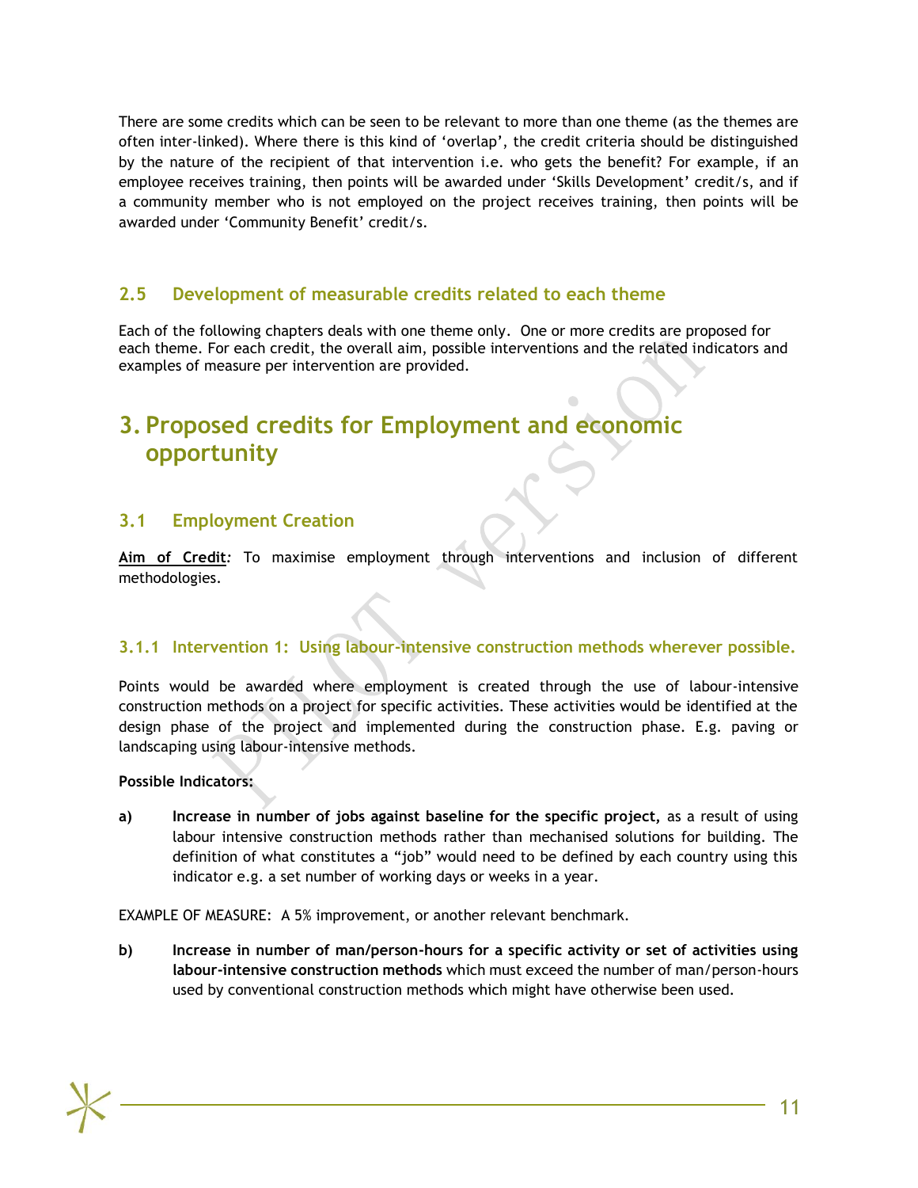There are some credits which can be seen to be relevant to more than one theme (as the themes are often inter-linked). Where there is this kind of 'overlap', the credit criteria should be distinguished by the nature of the recipient of that intervention i.e. who gets the benefit? For example, if an employee receives training, then points will be awarded under 'Skills Development' credit/s, and if a community member who is not employed on the project receives training, then points will be awarded under 'Community Benefit' credit/s.

### 2.5 Development of measurable credits related to each theme

Each of the following chapters deals with one theme only. One or more credits are proposed for each theme. For each credit, the overall aim, possible interventions and the related indicators and examples of measure per intervention are provided.

# 3. Proposed credits for Employment and economic opportunity

## 3.1 Employment Creation

**Aim of Credit***:* To maximise employment through interventions and inclusion of different methodologies.

### 3.1.1 Intervention 1: Using labour-intensive construction methods wherever possible.

Points would be awarded where employment is created through the use of labour-intensive construction methods on a project for specific activities. These activities would be identified at the design phase of the project and implemented during the construction phase. E.g. paving or landscaping using labour-intensive methods.

**Possible Indicators:**

**a)** **Increase in number of jobs against baseline for the specific project,** as a result of using labour intensive construction methods rather than mechanised solutions for building. The definition of what constitutes a "job" would need to be defined by each country using this indicator e.g. a set number of working days or weeks in a year.

EXAMPLE OF MEASURE: A 5% improvement, or another relevant benchmark.

**b)** **Increase in number of man/person-hours for a specific activity or set of activities using labour-intensive construction methods** which must exceed the number of man/person-hours used by conventional construction methods which might have otherwise been used.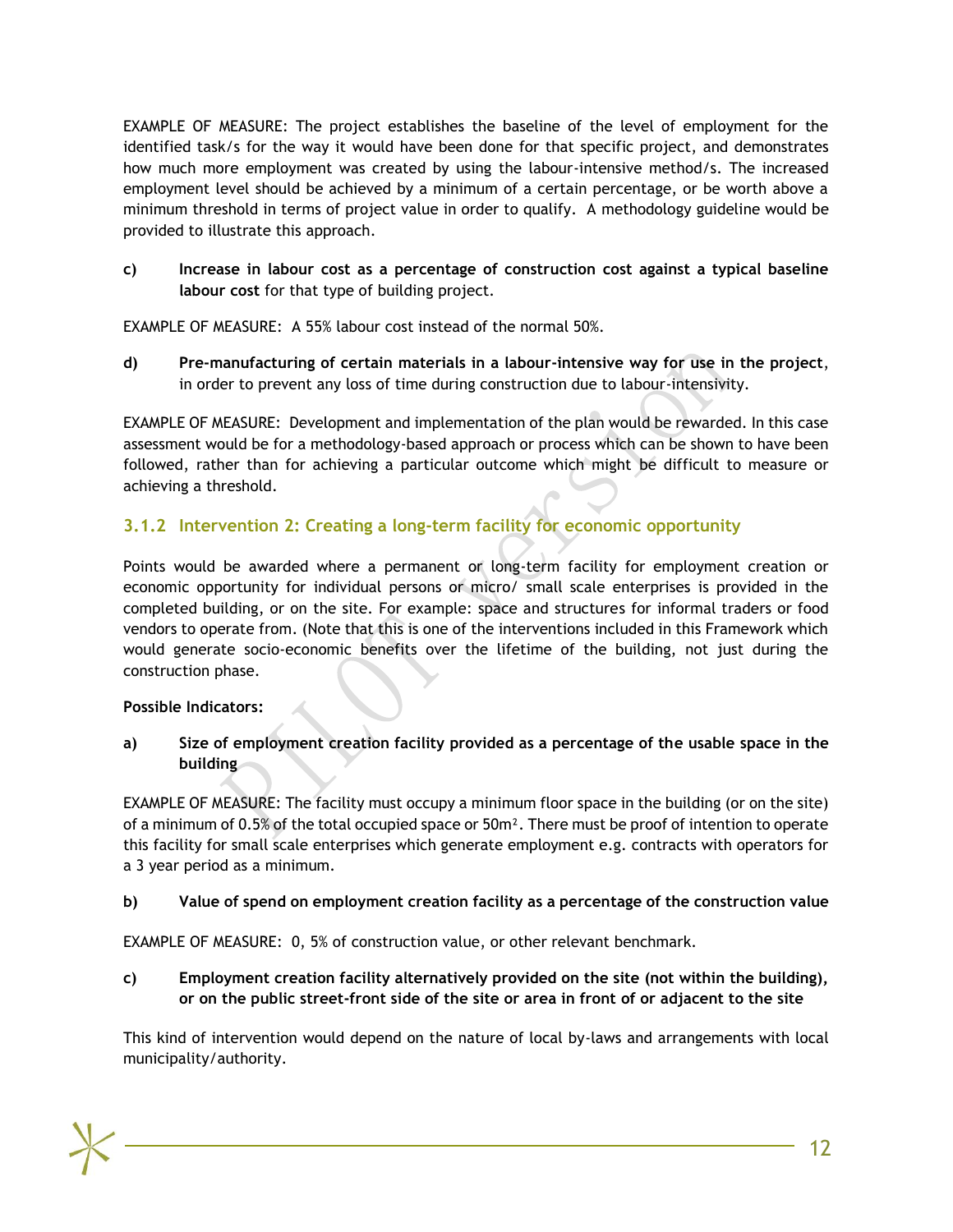EXAMPLE OF MEASURE: The project establishes the baseline of the level of employment for the identified task/s for the way it would have been done for that specific project, and demonstrates how much more employment was created by using the labour-intensive method/s. The increased employment level should be achieved by a minimum of a certain percentage, or be worth above a minimum threshold in terms of project value in order to qualify. A methodology guideline would be provided to illustrate this approach.

c) **Increase in labour cost as a percentage of construction cost against a typical baseline labour cost** for that type of building project.

EXAMPLE OF MEASURE: A 55% labour cost instead of the normal 50%.

d) **Pre-manufacturing of certain materials in a labour-intensive way for use in the project**, in order to prevent any loss of time during construction due to labour-intensivity.

EXAMPLE OF MEASURE: Development and implementation of the plan would be rewarded. In this case assessment would be for a methodology-based approach or process which can be shown to have been followed, rather than for achieving a particular outcome which might be difficult to measure or achieving a threshold.

### 3.1.2 Intervention 2: Creating a long-term facility for economic opportunity

Points would be awarded where a permanent or long-term facility for employment creation or economic opportunity for individual persons or micro/ small scale enterprises is provided in the completed building, or on the site. For example: space and structures for informal traders or food vendors to operate from. (Note that this is one of the interventions included in this Framework which would generate socio-economic benefits over the lifetime of the building, not just during the construction phase.

**Possible Indicators:**

a) **Size of employment creation facility provided as a percentage of the usable space in the building**

EXAMPLE OF MEASURE: The facility must occupy a minimum floor space in the building (or on the site) of a minimum of 0.5% of the total occupied space or 50m². There must be proof of intention to operate this facility for small scale enterprises which generate employment e.g. contracts with operators for a 3 year period as a minimum.

b) **Value of spend on employment creation facility as a percentage of the construction value**

EXAMPLE OF MEASURE: 0, 5% of construction value, or other relevant benchmark.

c) **Employment creation facility alternatively provided on the site (not within the building), or on the public street-front side of the site or area in front of or adjacent to the site**

This kind of intervention would depend on the nature of local by-laws and arrangements with local municipality/authority.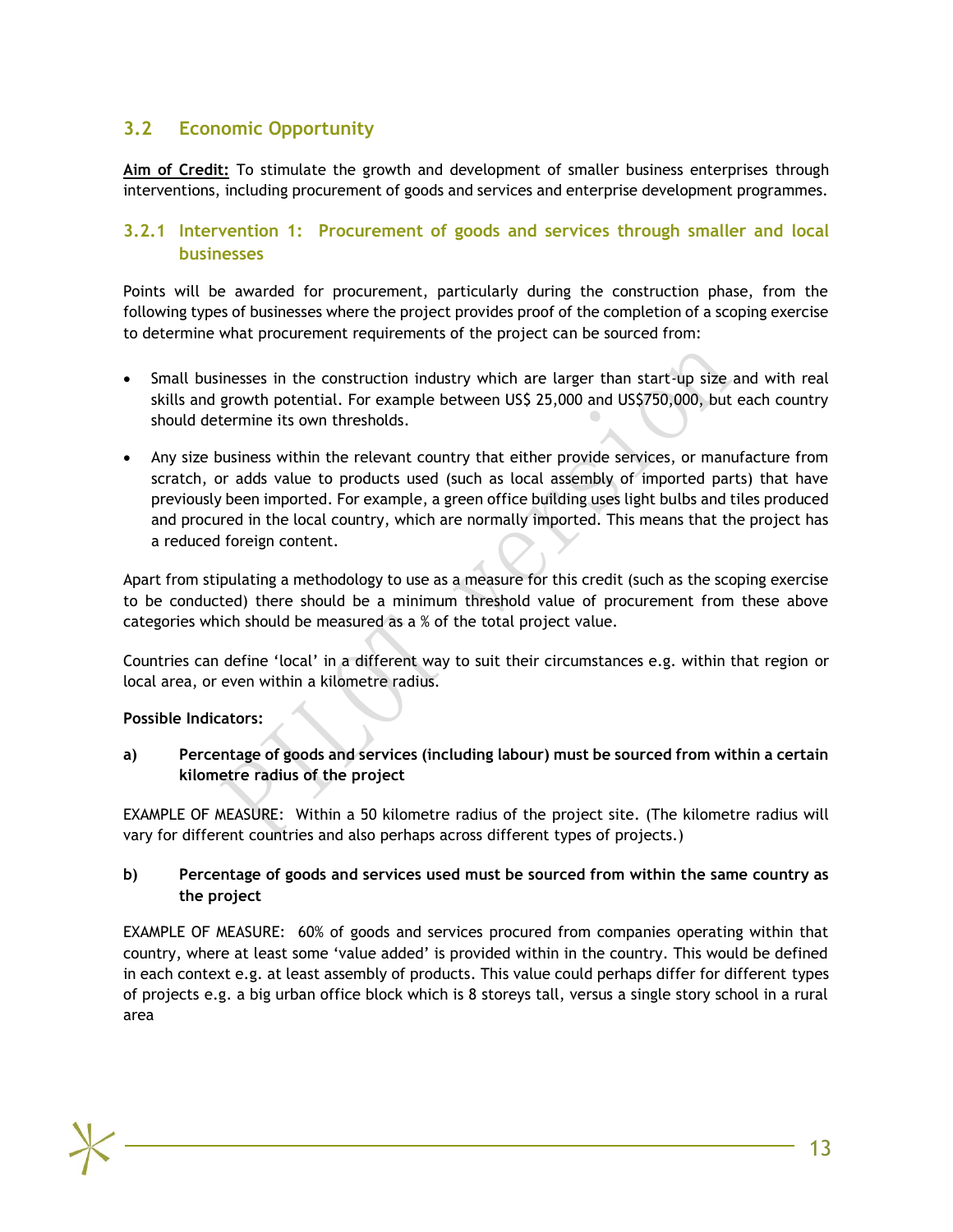## 3.2 Economic Opportunity

**Aim of Credit:** To stimulate the growth and development of smaller business enterprises through interventions, including procurement of goods and services and enterprise development programmes.

### 3.2.1 Intervention 1: Procurement of goods and services through smaller and local businesses

Points will be awarded for procurement, particularly during the construction phase, from the following types of businesses where the project provides proof of the completion of a scoping exercise to determine what procurement requirements of the project can be sourced from:

- Small businesses in the construction industry which are larger than start-up size and with real skills and growth potential. For example between US$ 25,000 and US$750,000, but each country should determine its own thresholds.
- Any size business within the relevant country that either provide services, or manufacture from scratch, or adds value to products used (such as local assembly of imported parts) that have previously been imported. For example, a green office building uses light bulbs and tiles produced and procured in the local country, which are normally imported. This means that the project has a reduced foreign content.

Apart from stipulating a methodology to use as a measure for this credit (such as the scoping exercise to be conducted) there should be a minimum threshold value of procurement from these above categories which should be measured as a % of the total project value.

Countries can define 'local' in a different way to suit their circumstances e.g. within that region or local area, or even within a kilometre radius.

**Possible Indicators:**

**a) Percentage of goods and services (including labour) must be sourced from within a certain kilometre radius of the project**

EXAMPLE OF MEASURE: Within a 50 kilometre radius of the project site. (The kilometre radius will vary for different countries and also perhaps across different types of projects.)

**b) Percentage of goods and services used must be sourced from within the same country as the project**

EXAMPLE OF MEASURE: 60% of goods and services procured from companies operating within that country, where at least some 'value added' is provided within in the country. This would be defined in each context e.g. at least assembly of products. This value could perhaps differ for different types of projects e.g. a big urban office block which is 8 storeys tall, versus a single story school in a rural area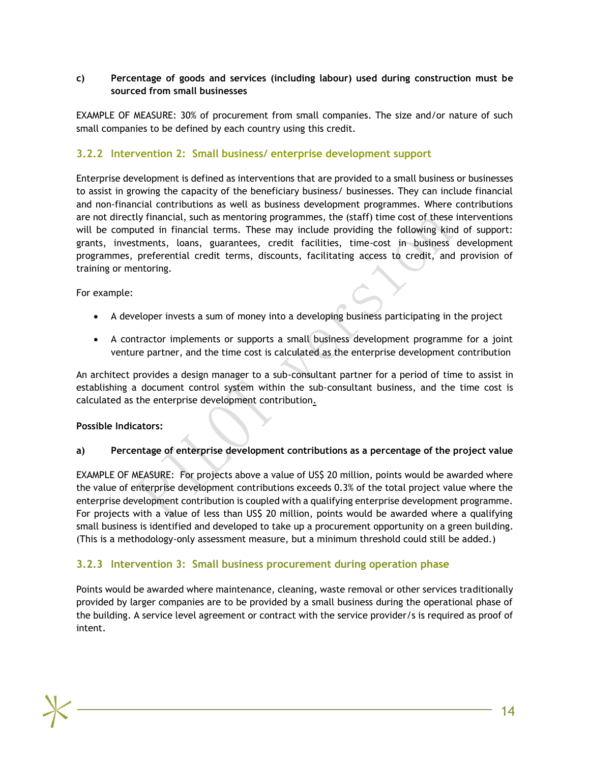**c) Percentage of goods and services (including labour) used during construction must be sourced from small businesses**

EXAMPLE OF MEASURE: 30% of procurement from small companies. The size and/or nature of such small companies to be defined by each country using this credit.

### 3.2.2 Intervention 2: Small business/ enterprise development support

Enterprise development is defined as interventions that are provided to a small business or businesses to assist in growing the capacity of the beneficiary business/ businesses. They can include financial and non-financial contributions as well as business development programmes. Where contributions are not directly financial, such as mentoring programmes, the (staff) time cost of these interventions will be computed in financial terms. These may include providing the following kind of support: grants, investments, loans, guarantees, credit facilities, time-cost in business development programmes, preferential credit terms, discounts, facilitating access to credit, and provision of training or mentoring.

For example:

- A developer invests a sum of money into a developing business participating in the project
- A contractor implements or supports a small business development programme for a joint venture partner, and the time cost is calculated as the enterprise development contribution

An architect provides a design manager to a sub-consultant partner for a period of time to assist in establishing a document control system within the sub-consultant business, and the time cost is calculated as the enterprise development contribution.

**Possible Indicators:**

**a) Percentage of enterprise development contributions as a percentage of the project value**

EXAMPLE OF MEASURE: For projects above a value of US$ 20 million, points would be awarded where the value of enterprise development contributions exceeds 0.3% of the total project value where the enterprise development contribution is coupled with a qualifying enterprise development programme. For projects with a value of less than US$ 20 million, points would be awarded where a qualifying small business is identified and developed to take up a procurement opportunity on a green building. (This is a methodology-only assessment measure, but a minimum threshold could still be added.)

### 3.2.3 Intervention 3: Small business procurement during operation phase

Points would be awarded where maintenance, cleaning, waste removal or other services traditionally provided by larger companies are to be provided by a small business during the operational phase of the building. A service level agreement or contract with the service provider/s is required as proof of intent.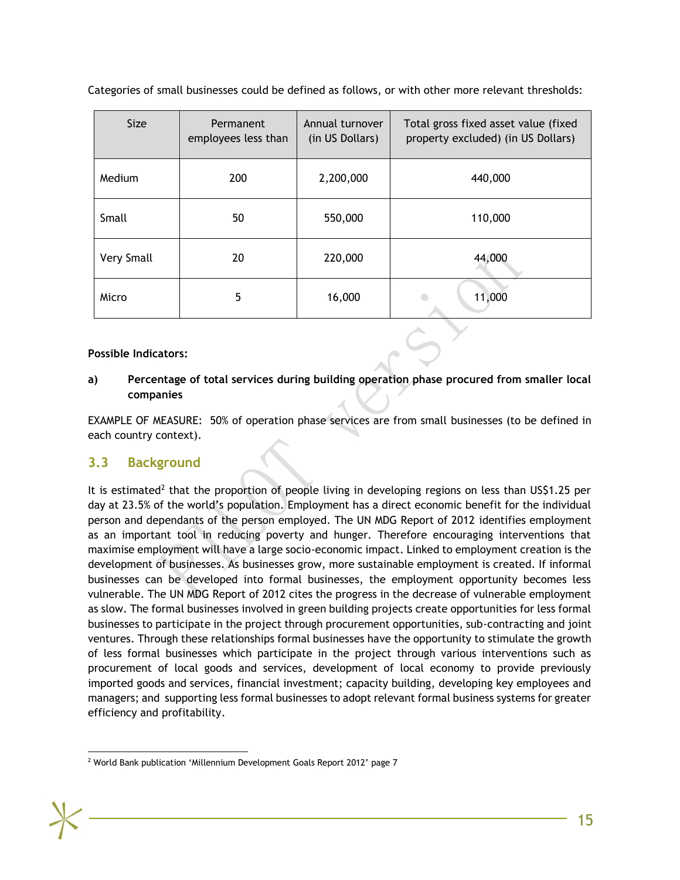Categories of small businesses could be defined as follows, or with other more relevant thresholds:

| Size | Permanent employees less than | Annual turnover (in US Dollars) | Total gross fixed asset value (fixed property excluded) (in US Dollars) |
|---|---|---|---|
| Medium | 200 | 2,200,000 | 440,000 |
| Small | 50 | 550,000 | 110,000 |
| Very Small | 20 | 220,000 | 44,000 |
| Micro | 5 | 16,000 | 11,000 |

**Possible Indicators:**

**a) Percentage of total services during building operation phase procured from smaller local companies**

EXAMPLE OF MEASURE: 50% of operation phase services are from small businesses (to be defined in each country context).

## 3.3 Background

It is estimated[2] that the proportion of people living in developing regions on less than US$1.25 per day at 23.5% of the world's population. Employment has a direct economic benefit for the individual person and dependants of the person employed. The UN MDG Report of 2012 identifies employment as an important tool in reducing poverty and hunger. Therefore encouraging interventions that maximise employment will have a large socio-economic impact. Linked to employment creation is the development of businesses. As businesses grow, more sustainable employment is created. If informal businesses can be developed into formal businesses, the employment opportunity becomes less vulnerable. The UN MDG Report of 2012 cites the progress in the decrease of vulnerable employment as slow. The formal businesses involved in green building projects create opportunities for less formal businesses to participate in the project through procurement opportunities, sub-contracting and joint ventures. Through these relationships formal businesses have the opportunity to stimulate the growth of less formal businesses which participate in the project through various interventions such as procurement of local goods and services, development of local economy to provide previously imported goods and services, financial investment; capacity building, developing key employees and managers; and supporting less formal businesses to adopt relevant formal business systems for greater efficiency and profitability.

[2] World Bank publication 'Millennium Development Goals Report 2012' page 7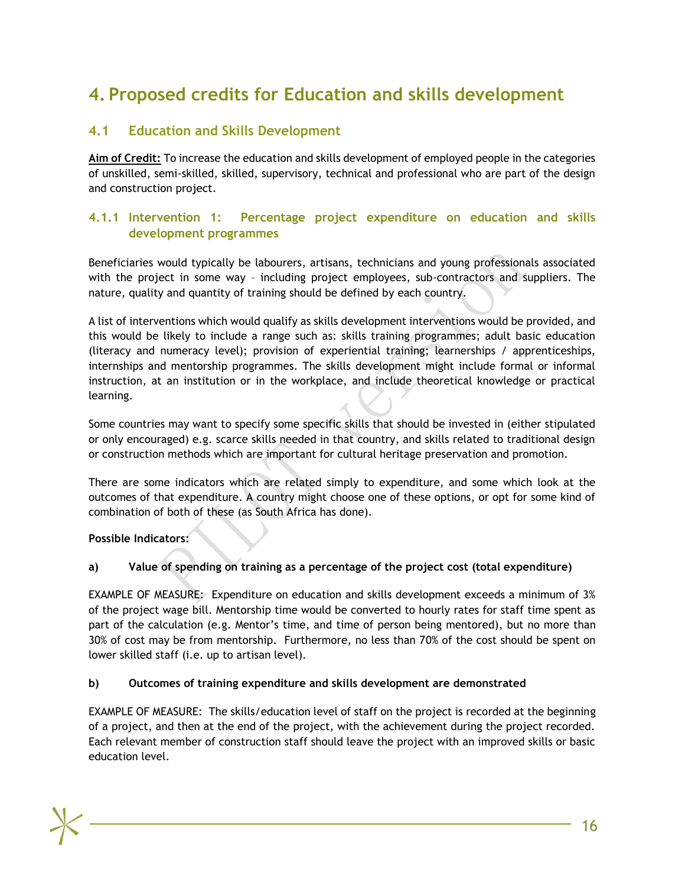# 4. Proposed credits for Education and skills development

## 4.1 Education and Skills Development

**Aim of Credit:** To increase the education and skills development of employed people in the categories of unskilled, semi-skilled, skilled, supervisory, technical and professional who are part of the design and construction project.

### 4.1.1 Intervention 1: Percentage project expenditure on education and skills development programmes

Beneficiaries would typically be labourers, artisans, technicians and young professionals associated with the project in some way – including project employees, sub-contractors and suppliers. The nature, quality and quantity of training should be defined by each country.

A list of interventions which would qualify as skills development interventions would be provided, and this would be likely to include a range such as: skills training programmes; adult basic education (literacy and numeracy level); provision of experiential training; learnerships / apprenticeships, internships and mentorship programmes. The skills development might include formal or informal instruction, at an institution or in the workplace, and include theoretical knowledge or practical learning.

Some countries may want to specify some specific skills that should be invested in (either stipulated or only encouraged) e.g. scarce skills needed in that country, and skills related to traditional design or construction methods which are important for cultural heritage preservation and promotion.

There are some indicators which are related simply to expenditure, and some which look at the outcomes of that expenditure. A country might choose one of these options, or opt for some kind of combination of both of these (as South Africa has done).

**Possible Indicators:**

**a) Value of spending on training as a percentage of the project cost (total expenditure)**

EXAMPLE OF MEASURE: Expenditure on education and skills development exceeds a minimum of 3% of the project wage bill. Mentorship time would be converted to hourly rates for staff time spent as part of the calculation (e.g. Mentor's time, and time of person being mentored), but no more than 30% of cost may be from mentorship. Furthermore, no less than 70% of the cost should be spent on lower skilled staff (i.e. up to artisan level).

**b) Outcomes of training expenditure and skills development are demonstrated**

EXAMPLE OF MEASURE: The skills/education level of staff on the project is recorded at the beginning of a project, and then at the end of the project, with the achievement during the project recorded. Each relevant member of construction staff should leave the project with an improved skills or basic education level.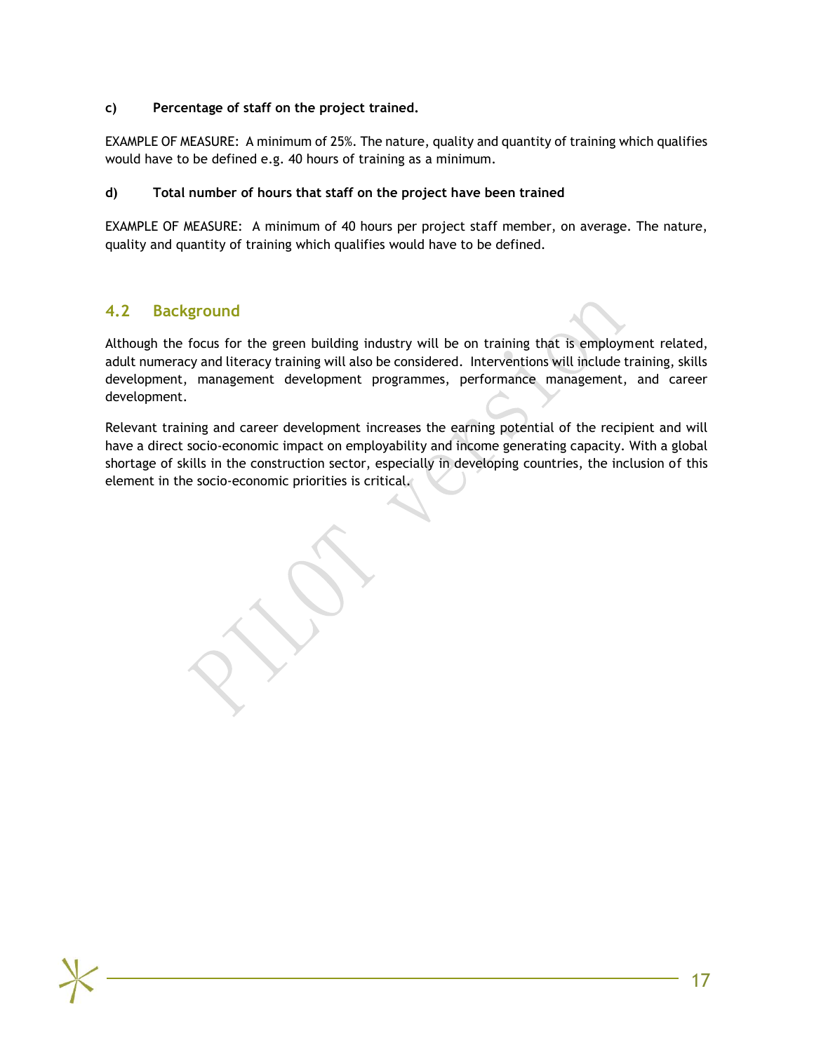**c) Percentage of staff on the project trained.**

EXAMPLE OF MEASURE: A minimum of 25%. The nature, quality and quantity of training which qualifies would have to be defined e.g. 40 hours of training as a minimum.

**d) Total number of hours that staff on the project have been trained**

EXAMPLE OF MEASURE: A minimum of 40 hours per project staff member, on average. The nature, quality and quantity of training which qualifies would have to be defined.

## 4.2 Background

Although the focus for the green building industry will be on training that is employment related, adult numeracy and literacy training will also be considered. Interventions will include training, skills development, management development programmes, performance management, and career development.

Relevant training and career development increases the earning potential of the recipient and will have a direct socio-economic impact on employability and income generating capacity. With a global shortage of skills in the construction sector, especially in developing countries, the inclusion of this element in the socio-economic priorities is critical.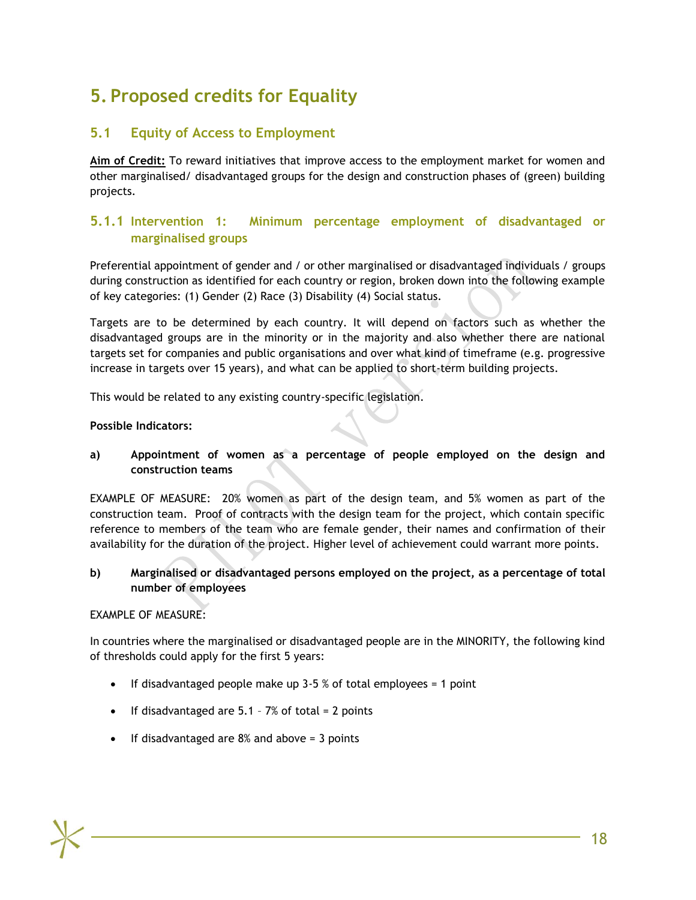# 5. Proposed credits for Equality

## 5.1 Equity of Access to Employment

**Aim of Credit:** To reward initiatives that improve access to the employment market for women and other marginalised/ disadvantaged groups for the design and construction phases of (green) building projects.

### 5.1.1 Intervention 1: Minimum percentage employment of disadvantaged or marginalised groups

Preferential appointment of gender and / or other marginalised or disadvantaged individuals / groups during construction as identified for each country or region, broken down into the following example of key categories: (1) Gender (2) Race (3) Disability (4) Social status.

Targets are to be determined by each country. It will depend on factors such as whether the disadvantaged groups are in the minority or in the majority and also whether there are national targets set for companies and public organisations and over what kind of timeframe (e.g. progressive increase in targets over 15 years), and what can be applied to short-term building projects.

This would be related to any existing country-specific legislation.

**Possible Indicators:**

**a) Appointment of women as a percentage of people employed on the design and construction teams**

EXAMPLE OF MEASURE: 20% women as part of the design team, and 5% women as part of the construction team. Proof of contracts with the design team for the project, which contain specific reference to members of the team who are female gender, their names and confirmation of their availability for the duration of the project. Higher level of achievement could warrant more points.

**b) Marginalised or disadvantaged persons employed on the project, as a percentage of total number of employees**

EXAMPLE OF MEASURE:

In countries where the marginalised or disadvantaged people are in the MINORITY, the following kind of thresholds could apply for the first 5 years:

- If disadvantaged people make up 3-5 % of total employees = 1 point
- If disadvantaged are 5.1 – 7% of total = 2 points
- If disadvantaged are 8% and above = 3 points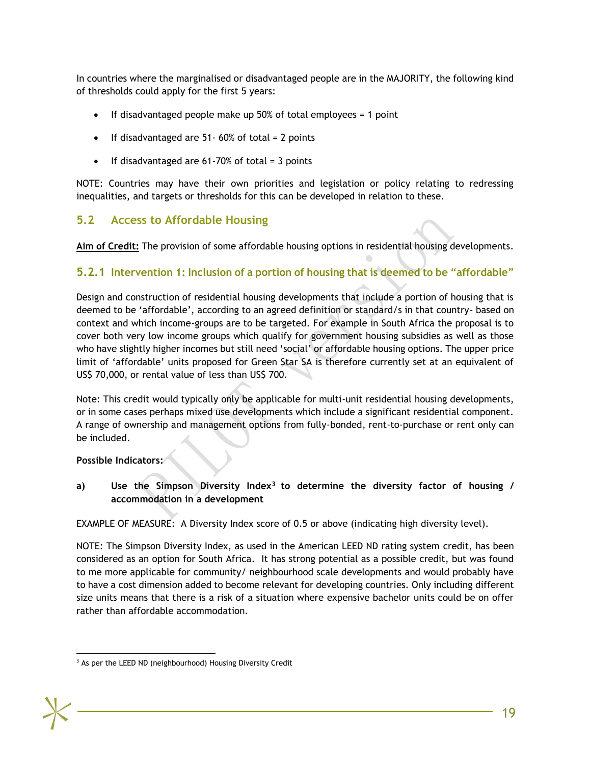In countries where the marginalised or disadvantaged people are in the MAJORITY, the following kind of thresholds could apply for the first 5 years:

- If disadvantaged people make up 50% of total employees = 1 point
- If disadvantaged are 51- 60% of total = 2 points
- If disadvantaged are 61-70% of total = 3 points

NOTE: Countries may have their own priorities and legislation or policy relating to redressing inequalities, and targets or thresholds for this can be developed in relation to these.

## 5.2 Access to Affordable Housing

**Aim of Credit:** The provision of some affordable housing options in residential housing developments.

### 5.2.1 Intervention 1: Inclusion of a portion of housing that is deemed to be "affordable"

Design and construction of residential housing developments that include a portion of housing that is deemed to be 'affordable', according to an agreed definition or standard/s in that country- based on context and which income-groups are to be targeted. For example in South Africa the proposal is to cover both very low income groups which qualify for government housing subsidies as well as those who have slightly higher incomes but still need 'social' or affordable housing options. The upper price limit of 'affordable' units proposed for Green Star SA is therefore currently set at an equivalent of US$ 70,000, or rental value of less than US$ 700.

Note: This credit would typically only be applicable for multi-unit residential housing developments, or in some cases perhaps mixed use developments which include a significant residential component. A range of ownership and management options from fully-bonded, rent-to-purchase or rent only can be included.

**Possible Indicators:**

**a) Use the Simpson Diversity Index[3] to determine the diversity factor of housing / accommodation in a development**

EXAMPLE OF MEASURE: A Diversity Index score of 0.5 or above (indicating high diversity level).

NOTE: The Simpson Diversity Index, as used in the American LEED ND rating system credit, has been considered as an option for South Africa. It has strong potential as a possible credit, but was found to me more applicable for community/ neighbourhood scale developments and would probably have to have a cost dimension added to become relevant for developing countries. Only including different size units means that there is a risk of a situation where expensive bachelor units could be on offer rather than affordable accommodation.

[3] As per the LEED ND (neighbourhood) Housing Diversity Credit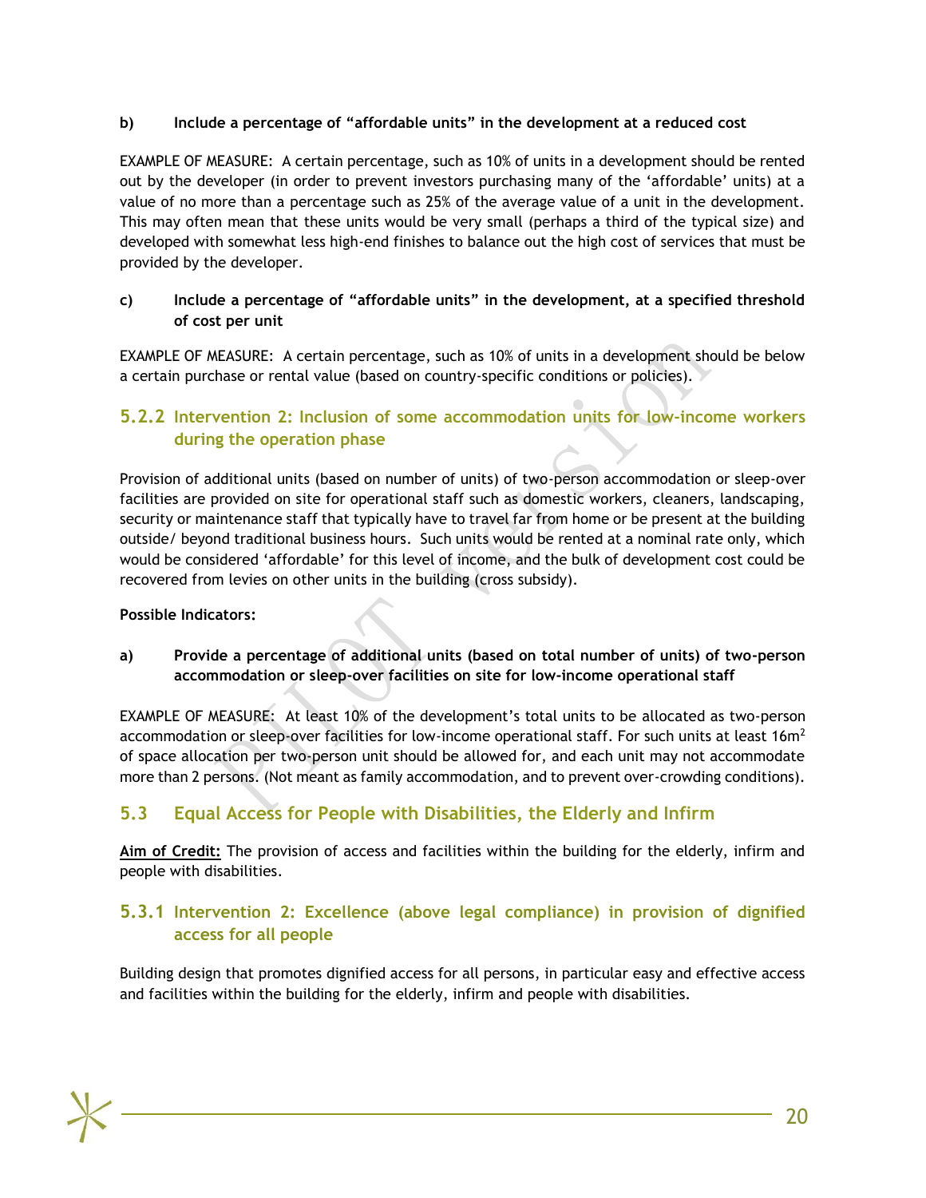**b) Include a percentage of “affordable units” in the development at a reduced cost**

EXAMPLE OF MEASURE: A certain percentage, such as 10% of units in a development should be rented out by the developer (in order to prevent investors purchasing many of the ‘affordable’ units) at a value of no more than a percentage such as 25% of the average value of a unit in the development. This may often mean that these units would be very small (perhaps a third of the typical size) and developed with somewhat less high-end finishes to balance out the high cost of services that must be provided by the developer.

**c) Include a percentage of “affordable units” in the development, at a specified threshold of cost per unit**

EXAMPLE OF MEASURE: A certain percentage, such as 10% of units in a development should be below a certain purchase or rental value (based on country-specific conditions or policies).

### 5.2.2 Intervention 2: Inclusion of some accommodation units for low-income workers during the operation phase

Provision of additional units (based on number of units) of two-person accommodation or sleep-over facilities are provided on site for operational staff such as domestic workers, cleaners, landscaping, security or maintenance staff that typically have to travel far from home or be present at the building outside/ beyond traditional business hours. Such units would be rented at a nominal rate only, which would be considered ‘affordable’ for this level of income, and the bulk of development cost could be recovered from levies on other units in the building (cross subsidy).

**Possible Indicators:**

**a) Provide a percentage of additional units (based on total number of units) of two-person accommodation or sleep-over facilities on site for low-income operational staff**

EXAMPLE OF MEASURE: At least 10% of the development’s total units to be allocated as two-person accommodation or sleep-over facilities for low-income operational staff. For such units at least 16m$^2$ of space allocation per two-person unit should be allowed for, and each unit may not accommodate more than 2 persons. (Not meant as family accommodation, and to prevent over-crowding conditions).

## 5.3 Equal Access for People with Disabilities, the Elderly and Infirm

**Aim of Credit:** The provision of access and facilities within the building for the elderly, infirm and people with disabilities.

### 5.3.1 Intervention 2: Excellence (above legal compliance) in provision of dignified access for all people

Building design that promotes dignified access for all persons, in particular easy and effective access and facilities within the building for the elderly, infirm and people with disabilities.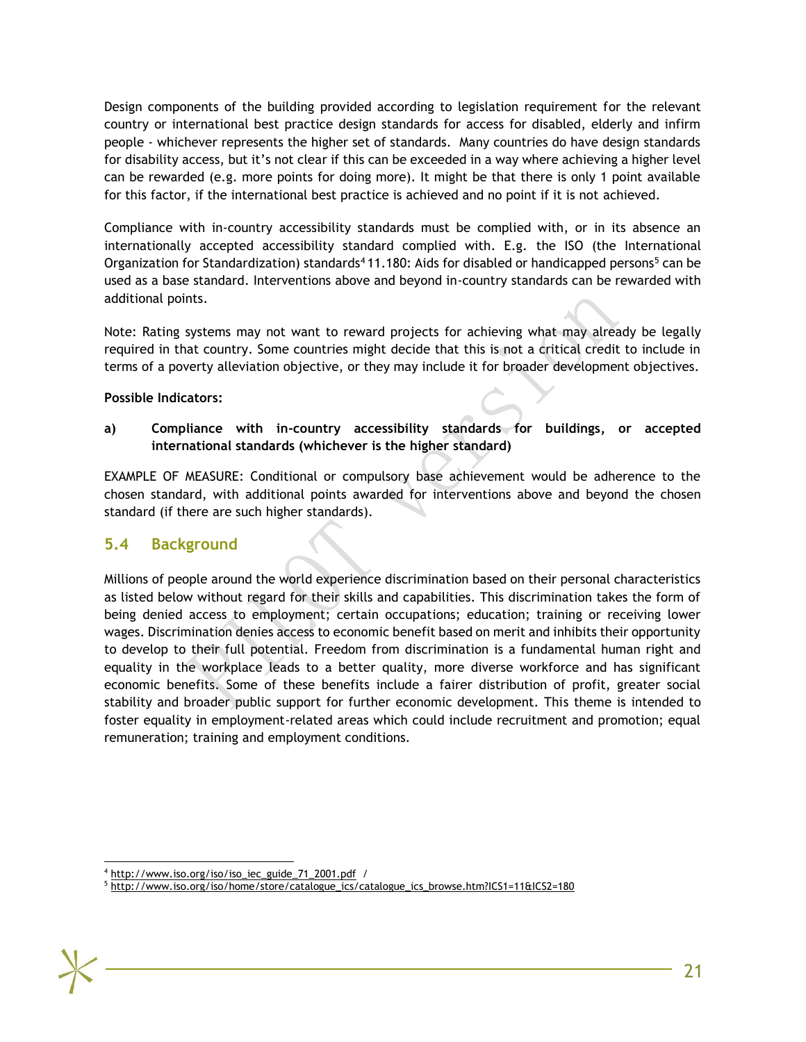Design components of the building provided according to legislation requirement for the relevant country or international best practice design standards for access for disabled, elderly and infirm people - whichever represents the higher set of standards. Many countries do have design standards for disability access, but it's not clear if this can be exceeded in a way where achieving a higher level can be rewarded (e.g. more points for doing more). It might be that there is only 1 point available for this factor, if the international best practice is achieved and no point if it is not achieved.

Compliance with in-country accessibility standards must be complied with, or in its absence an internationally accepted accessibility standard complied with. E.g. the ISO (the International Organization for Standardization) standards[4] 11.180: Aids for disabled or handicapped persons[5] can be used as a base standard. Interventions above and beyond in-country standards can be rewarded with additional points.

Note: Rating systems may not want to reward projects for achieving what may already be legally required in that country. Some countries might decide that this is not a critical credit to include in terms of a poverty alleviation objective, or they may include it for broader development objectives.

**Possible Indicators:**

**a) Compliance with in-country accessibility standards for buildings, or accepted international standards (whichever is the higher standard)**

EXAMPLE OF MEASURE: Conditional or compulsory base achievement would be adherence to the chosen standard, with additional points awarded for interventions above and beyond the chosen standard (if there are such higher standards).

## 5.4 Background

Millions of people around the world experience discrimination based on their personal characteristics as listed below without regard for their skills and capabilities. This discrimination takes the form of being denied access to employment; certain occupations; education; training or receiving lower wages. Discrimination denies access to economic benefit based on merit and inhibits their opportunity to develop to their full potential. Freedom from discrimination is a fundamental human right and equality in the workplace leads to a better quality, more diverse workforce and has significant economic benefits. Some of these benefits include a fairer distribution of profit, greater social stability and broader public support for further economic development. This theme is intended to foster equality in employment-related areas which could include recruitment and promotion; equal remuneration; training and employment conditions.

[4] http://www.iso.org/iso/iso_iec_guide_71_2001.pdf /

[5] http://www.iso.org/iso/home/store/catalogue_ics/catalogue_ics_browse.htm?ICS1=11&ICS2=180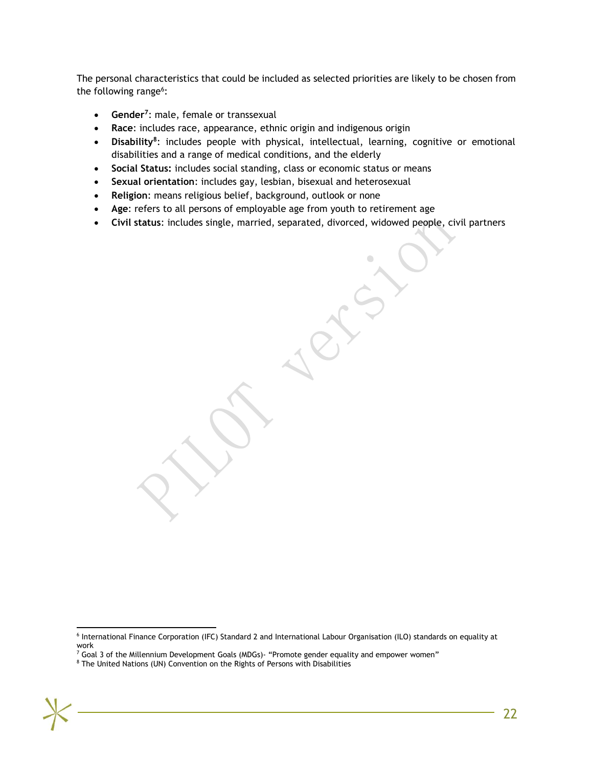The personal characteristics that could be included as selected priorities are likely to be chosen from the following range[6]:

- **Gender[7]**: male, female or transsexual
- **Race**: includes race, appearance, ethnic origin and indigenous origin
- **Disability[8]**: includes people with physical, intellectual, learning, cognitive or emotional disabilities and a range of medical conditions, and the elderly
- **Social Status:** includes social standing, class or economic status or means
- **Sexual orientation**: includes gay, lesbian, bisexual and heterosexual
- **Religion**: means religious belief, background, outlook or none
- **Age**: refers to all persons of employable age from youth to retirement age
- **Civil status**: includes single, married, separated, divorced, widowed people, civil partners

---

[6] International Finance Corporation (IFC) Standard 2 and International Labour Organisation (ILO) standards on equality at work

[7] Goal 3 of the Millennium Development Goals (MDGs)- "Promote gender equality and empower women"

[8] The United Nations (UN) Convention on the Rights of Persons with Disabilities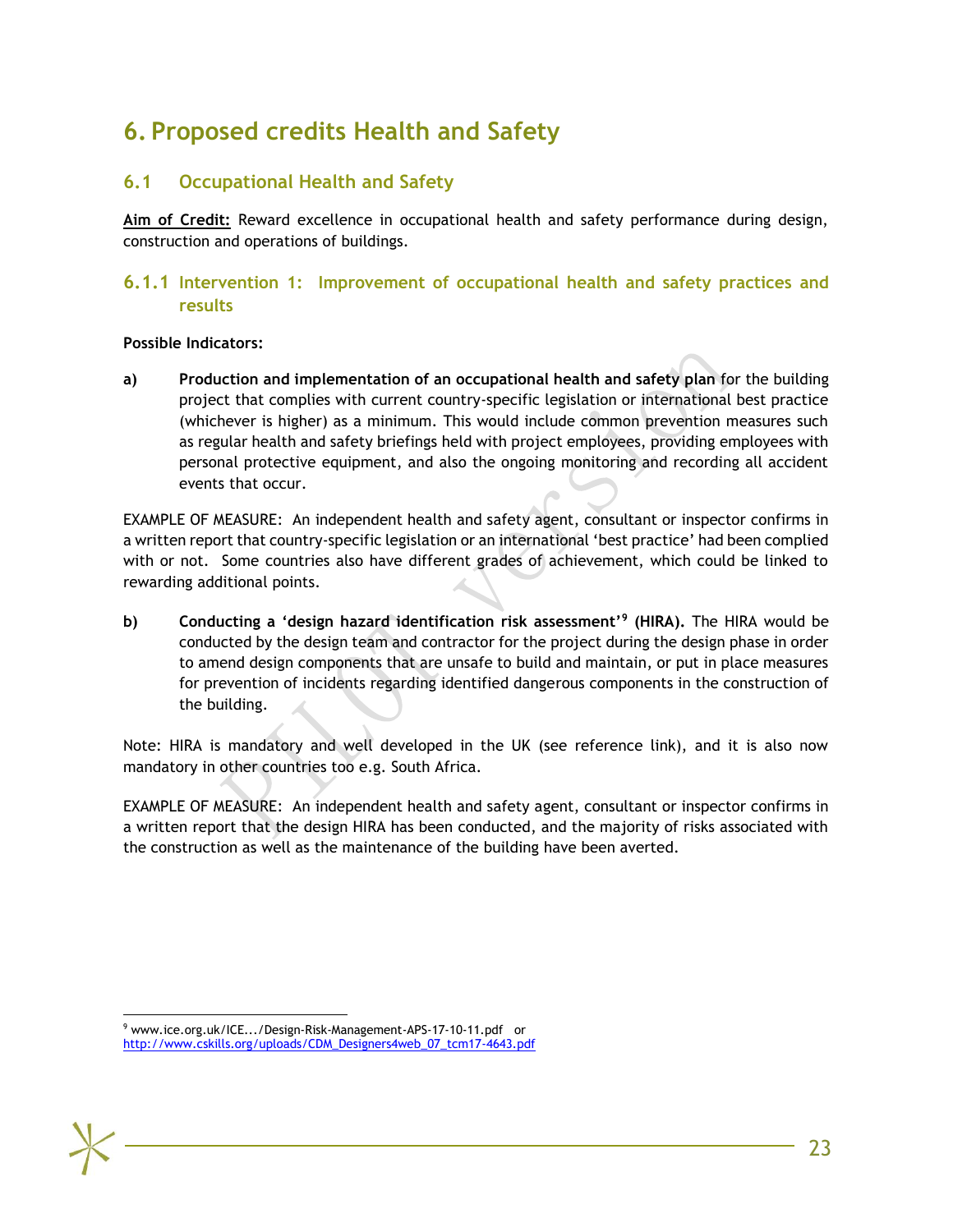# 6. Proposed credits Health and Safety

## 6.1 Occupational Health and Safety

**Aim of Credit:** Reward excellence in occupational health and safety performance during design, construction and operations of buildings.

### 6.1.1 Intervention 1: Improvement of occupational health and safety practices and results

**Possible Indicators:**

**a)** **Production and implementation of an occupational health and safety plan** for the building project that complies with current country-specific legislation or international best practice (whichever is higher) as a minimum. This would include common prevention measures such as regular health and safety briefings held with project employees, providing employees with personal protective equipment, and also the ongoing monitoring and recording all accident events that occur.

EXAMPLE OF MEASURE: An independent health and safety agent, consultant or inspector confirms in a written report that country-specific legislation or an international 'best practice' had been complied with or not. Some countries also have different grades of achievement, which could be linked to rewarding additional points.

**b)** **Conducting a 'design hazard identification risk assessment'[9] (HIRA).** The HIRA would be conducted by the design team and contractor for the project during the design phase in order to amend design components that are unsafe to build and maintain, or put in place measures for prevention of incidents regarding identified dangerous components in the construction of the building.

Note: HIRA is mandatory and well developed in the UK (see reference link), and it is also now mandatory in other countries too e.g. South Africa.

EXAMPLE OF MEASURE: An independent health and safety agent, consultant or inspector confirms in a written report that the design HIRA has been conducted, and the majority of risks associated with the construction as well as the maintenance of the building have been averted.

---

[9] www.ice.org.uk/ICE.../Design-Risk-Management-APS-17-10-11.pdf or http://www.cskills.org/uploads/CDM_Designers4web_07_tcm17-4643.pdf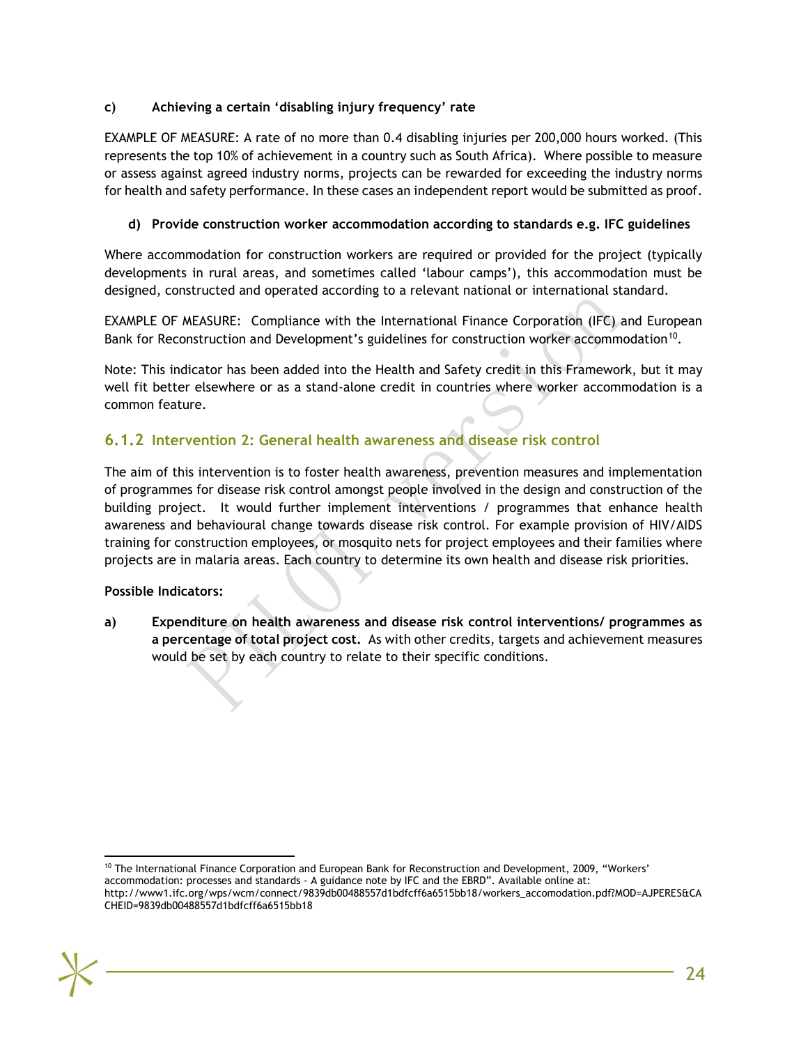**c) Achieving a certain 'disabling injury frequency' rate**

EXAMPLE OF MEASURE: A rate of no more than 0.4 disabling injuries per 200,000 hours worked. (This represents the top 10% of achievement in a country such as South Africa). Where possible to measure or assess against agreed industry norms, projects can be rewarded for exceeding the industry norms for health and safety performance. In these cases an independent report would be submitted as proof.

**d) Provide construction worker accommodation according to standards e.g. IFC guidelines**

Where accommodation for construction workers are required or provided for the project (typically developments in rural areas, and sometimes called 'labour camps'), this accommodation must be designed, constructed and operated according to a relevant national or international standard.

EXAMPLE OF MEASURE: Compliance with the International Finance Corporation (IFC) and European Bank for Reconstruction and Development's guidelines for construction worker accommodation[10].

Note: This indicator has been added into the Health and Safety credit in this Framework, but it may well fit better elsewhere or as a stand-alone credit in countries where worker accommodation is a common feature.

### 6.1.2 Intervention 2: General health awareness and disease risk control

The aim of this intervention is to foster health awareness, prevention measures and implementation of programmes for disease risk control amongst people involved in the design and construction of the building project. It would further implement interventions / programmes that enhance health awareness and behavioural change towards disease risk control. For example provision of HIV/AIDS training for construction employees, or mosquito nets for project employees and their families where projects are in malaria areas. Each country to determine its own health and disease risk priorities.

**Possible Indicators:**

**a) Expenditure on health awareness and disease risk control interventions/ programmes as a percentage of total project cost.** As with other credits, targets and achievement measures would be set by each country to relate to their specific conditions.

---

[10] The International Finance Corporation and European Bank for Reconstruction and Development, 2009, "Workers' accommodation: processes and standards - A guidance note by IFC and the EBRD". Available online at: http://www1.ifc.org/wps/wcm/connect/9839db00488557d1bdfcff6a6515bb18/workers_accomodation.pdf?MOD=AJPERES&CACHEID=9839db00488557d1bdfcff6a6515bb18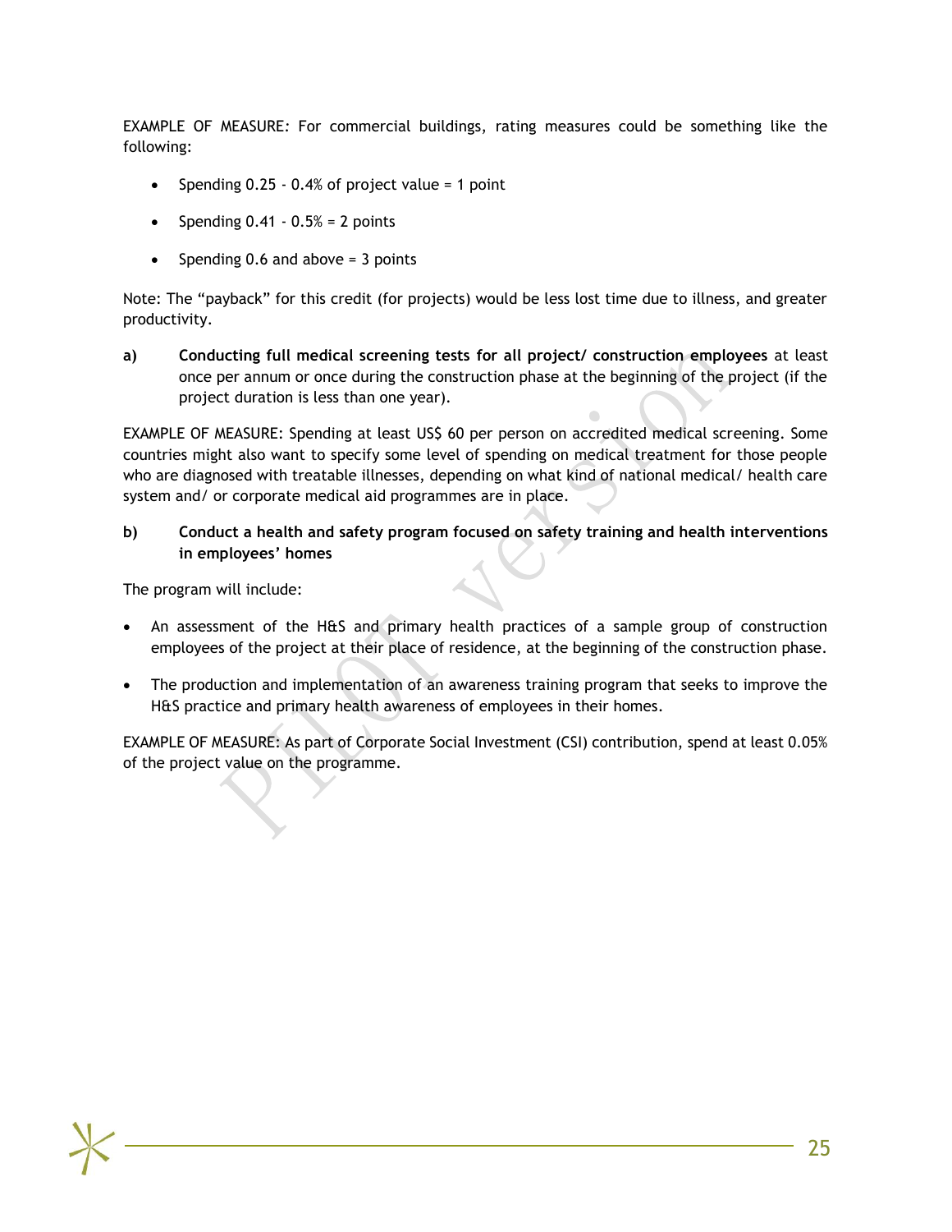EXAMPLE OF MEASURE: For commercial buildings, rating measures could be something like the following:

- Spending 0.25 - 0.4% of project value = 1 point
- Spending 0.41 - 0.5% = 2 points
- Spending 0.6 and above = 3 points

Note: The "payback" for this credit (for projects) would be less lost time due to illness, and greater productivity.

**a)** **Conducting full medical screening tests for all project/ construction employees** at least once per annum or once during the construction phase at the beginning of the project (if the project duration is less than one year).

EXAMPLE OF MEASURE: Spending at least US$ 60 per person on accredited medical screening. Some countries might also want to specify some level of spending on medical treatment for those people who are diagnosed with treatable illnesses, depending on what kind of national medical/ health care system and/ or corporate medical aid programmes are in place.

**b)** **Conduct a health and safety program focused on safety training and health interventions in employees' homes**

The program will include:

- An assessment of the H&S and primary health practices of a sample group of construction employees of the project at their place of residence, at the beginning of the construction phase.
- The production and implementation of an awareness training program that seeks to improve the H&S practice and primary health awareness of employees in their homes.

EXAMPLE OF MEASURE: As part of Corporate Social Investment (CSI) contribution, spend at least 0.05% of the project value on the programme.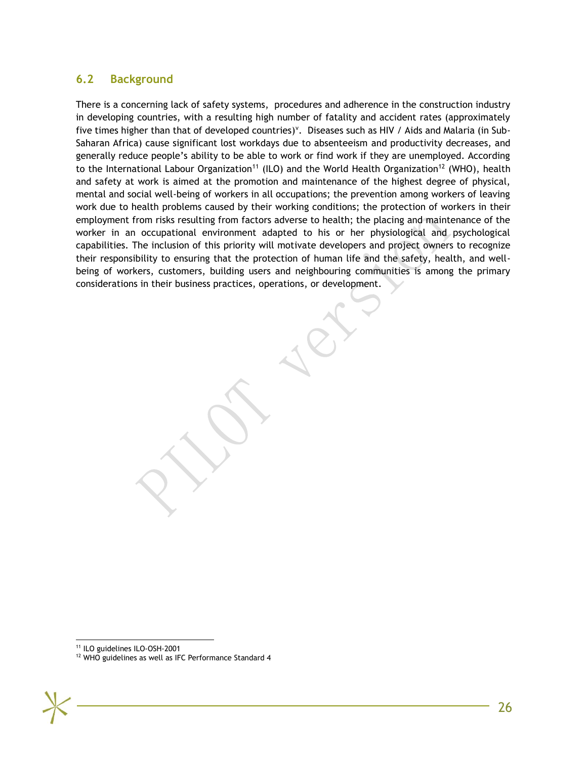## 6.2 Background

There is a concerning lack of safety systems, procedures and adherence in the construction industry in developing countries, with a resulting high number of fatality and accident rates (approximately five times higher than that of developed countries)[v]. Diseases such as HIV / Aids and Malaria (in Sub-Saharan Africa) cause significant lost workdays due to absenteeism and productivity decreases, and generally reduce people's ability to be able to work or find work if they are unemployed. According to the International Labour Organization[11] (ILO) and the World Health Organization[12] (WHO), health and safety at work is aimed at the promotion and maintenance of the highest degree of physical, mental and social well-being of workers in all occupations; the prevention among workers of leaving work due to health problems caused by their working conditions; the protection of workers in their employment from risks resulting from factors adverse to health; the placing and maintenance of the worker in an occupational environment adapted to his or her physiological and psychological capabilities. The inclusion of this priority will motivate developers and project owners to recognize their responsibility to ensuring that the protection of human life and the safety, health, and well-being of workers, customers, building users and neighbouring communities is among the primary considerations in their business practices, operations, or development.

---

[11] ILO guidelines ILO-OSH-2001

[12] WHO guidelines as well as IFC Performance Standard 4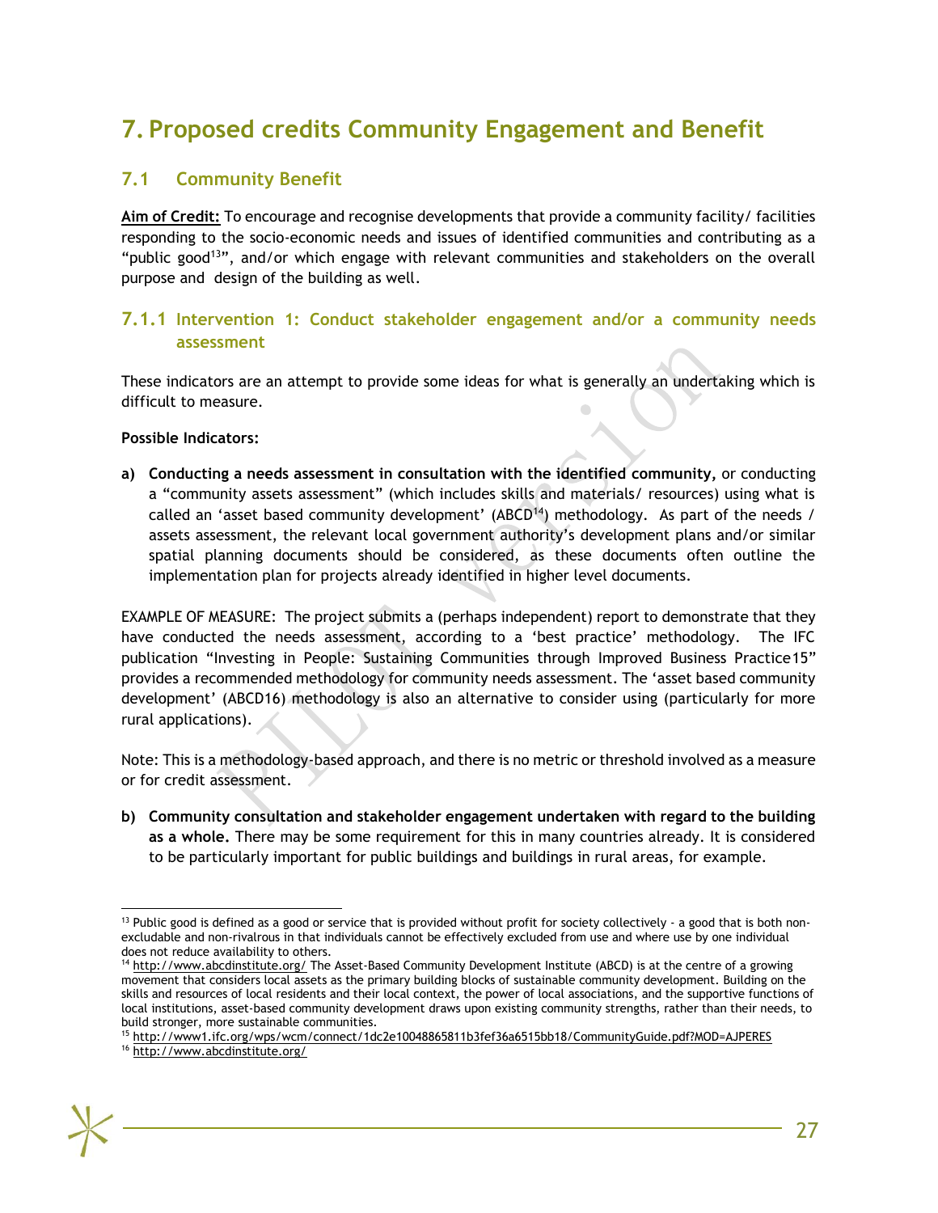# 7. Proposed credits Community Engagement and Benefit

## 7.1 Community Benefit

**Aim of Credit:** To encourage and recognise developments that provide a community facility/ facilities responding to the socio-economic needs and issues of identified communities and contributing as a "public good[13]", and/or which engage with relevant communities and stakeholders on the overall purpose and design of the building as well.

### 7.1.1 Intervention 1: Conduct stakeholder engagement and/or a community needs assessment

These indicators are an attempt to provide some ideas for what is generally an undertaking which is difficult to measure.

**Possible Indicators:**

a) **Conducting a needs assessment in consultation with the identified community,** or conducting a "community assets assessment" (which includes skills and materials/ resources) using what is called an 'asset based community development' (ABCD[14]) methodology. As part of the needs / assets assessment, the relevant local government authority's development plans and/or similar spatial planning documents should be considered, as these documents often outline the implementation plan for projects already identified in higher level documents.

EXAMPLE OF MEASURE: The project submits a (perhaps independent) report to demonstrate that they have conducted the needs assessment, according to a 'best practice' methodology. The IFC publication "Investing in People: Sustaining Communities through Improved Business Practice15" provides a recommended methodology for community needs assessment. The 'asset based community development' (ABCD16) methodology is also an alternative to consider using (particularly for more rural applications).

Note: This is a methodology-based approach, and there is no metric or threshold involved as a measure or for credit assessment.

b) **Community consultation and stakeholder engagement undertaken with regard to the building as a whole.** There may be some requirement for this in many countries already. It is considered to be particularly important for public buildings and buildings in rural areas, for example.

---

[13] Public good is defined as a good or service that is provided without profit for society collectively - a good that is both non-excludable and non-rivalrous in that individuals cannot be effectively excluded from use and where use by one individual does not reduce availability to others.

[14] http://www.abcdinstitute.org/ The Asset-Based Community Development Institute (ABCD) is at the centre of a growing movement that considers local assets as the primary building blocks of sustainable community development. Building on the skills and resources of local residents and their local context, the power of local associations, and the supportive functions of local institutions, asset-based community development draws upon existing community strengths, rather than their needs, to build stronger, more sustainable communities.

[15] http://www1.ifc.org/wps/wcm/connect/1dc2e10048865811b3fef36a6515bb18/CommunityGuide.pdf?MOD=AJPERES

[16] http://www.abcdinstitute.org/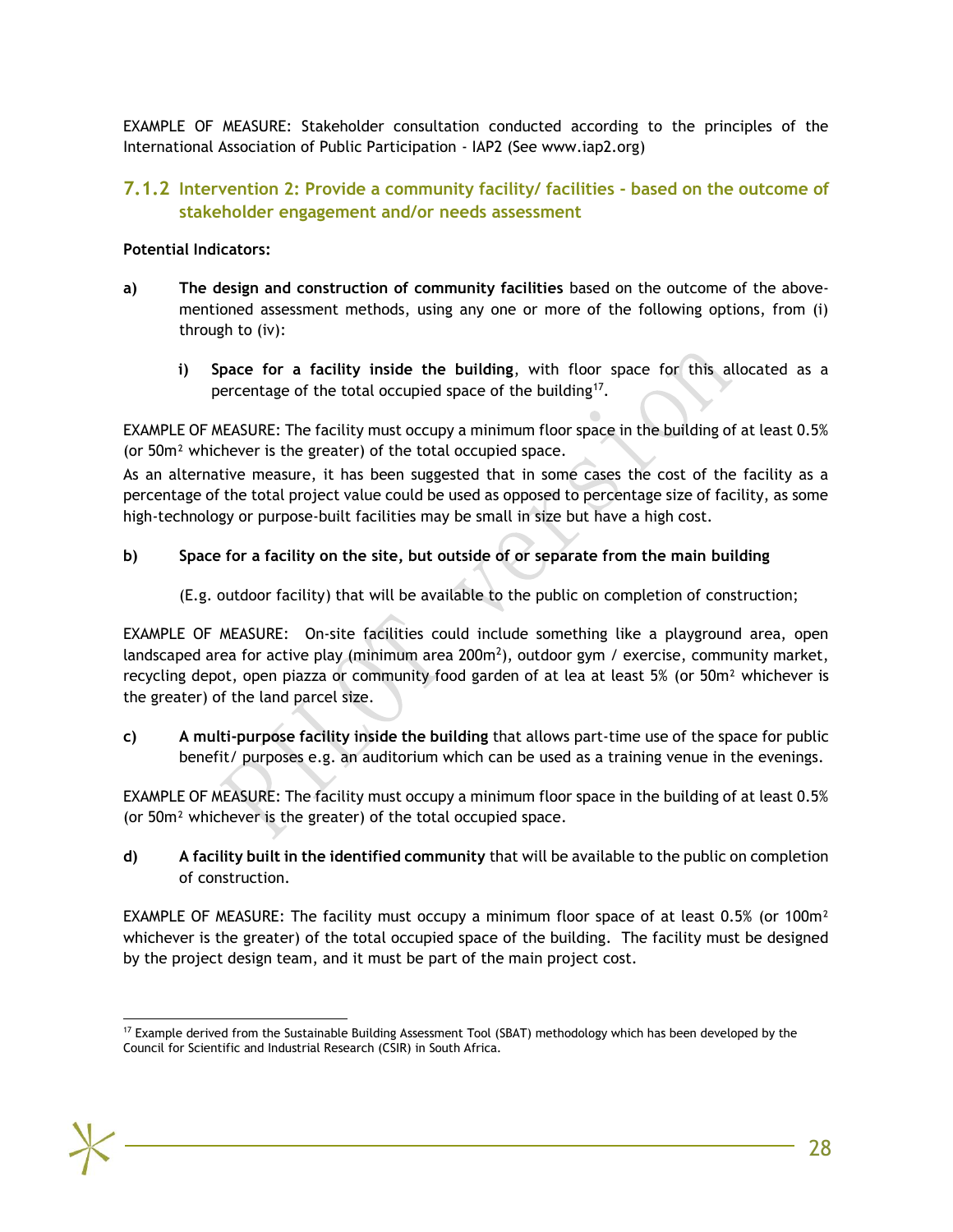EXAMPLE OF MEASURE: Stakeholder consultation conducted according to the principles of the International Association of Public Participation - IAP2 (See www.iap2.org)

### 7.1.2 Intervention 2: Provide a community facility/ facilities - based on the outcome of stakeholder engagement and/or needs assessment

**Potential Indicators:**

**a)** **The design and construction of community facilities** based on the outcome of the above-mentioned assessment methods, using any one or more of the following options, from (i) through to (iv):

**i)** **Space for a facility inside the building**, with floor space for this allocated as a percentage of the total occupied space of the building[17].

EXAMPLE OF MEASURE: The facility must occupy a minimum floor space in the building of at least 0.5% (or 50m² whichever is the greater) of the total occupied space.

As an alternative measure, it has been suggested that in some cases the cost of the facility as a percentage of the total project value could be used as opposed to percentage size of facility, as some high-technology or purpose-built facilities may be small in size but have a high cost.

**b)** **Space for a facility on the site, but outside of or separate from the main building**

(E.g. outdoor facility) that will be available to the public on completion of construction;

EXAMPLE OF MEASURE: On-site facilities could include something like a playground area, open landscaped area for active play (minimum area 200m²), outdoor gym / exercise, community market, recycling depot, open piazza or community food garden of at lea at least 5% (or 50m² whichever is the greater) of the land parcel size.

**c)** **A multi-purpose facility inside the building** that allows part-time use of the space for public benefit/ purposes e.g. an auditorium which can be used as a training venue in the evenings.

EXAMPLE OF MEASURE: The facility must occupy a minimum floor space in the building of at least 0.5% (or 50m² whichever is the greater) of the total occupied space.

**d)** **A facility built in the identified community** that will be available to the public on completion of construction.

EXAMPLE OF MEASURE: The facility must occupy a minimum floor space of at least 0.5% (or 100m² whichever is the greater) of the total occupied space of the building. The facility must be designed by the project design team, and it must be part of the main project cost.

[17] Example derived from the Sustainable Building Assessment Tool (SBAT) methodology which has been developed by the Council for Scientific and Industrial Research (CSIR) in South Africa.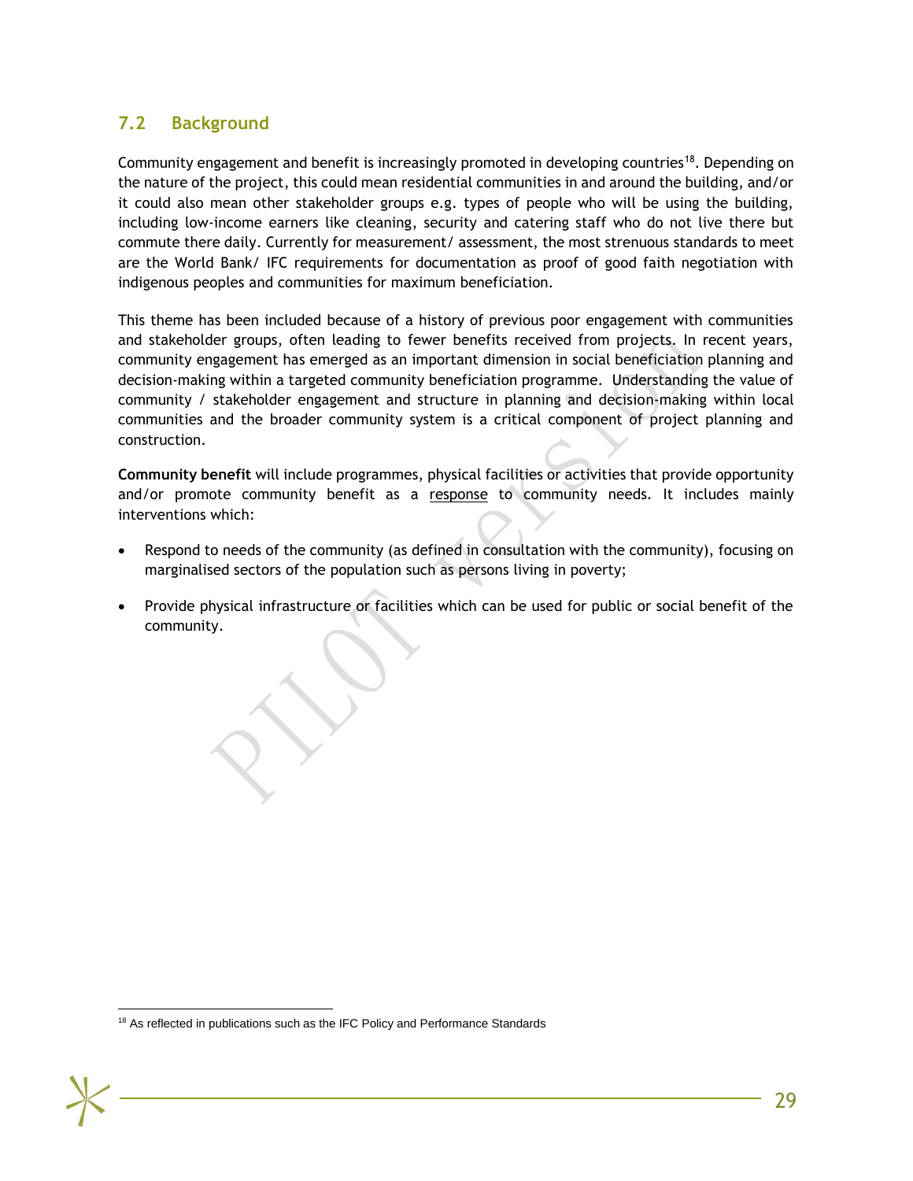## 7.2 Background

Community engagement and benefit is increasingly promoted in developing countries[18]. Depending on the nature of the project, this could mean residential communities in and around the building, and/or it could also mean other stakeholder groups e.g. types of people who will be using the building, including low-income earners like cleaning, security and catering staff who do not live there but commute there daily. Currently for measurement/ assessment, the most strenuous standards to meet are the World Bank/ IFC requirements for documentation as proof of good faith negotiation with indigenous peoples and communities for maximum beneficiation.

This theme has been included because of a history of previous poor engagement with communities and stakeholder groups, often leading to fewer benefits received from projects. In recent years, community engagement has emerged as an important dimension in social beneficiation planning and decision-making within a targeted community beneficiation programme. Understanding the value of community / stakeholder engagement and structure in planning and decision-making within local communities and the broader community system is a critical component of project planning and construction.

**Community benefit** will include programmes, physical facilities or activities that provide opportunity and/or promote community benefit as a <u>response</u> to community needs. It includes mainly interventions which:

- Respond to needs of the community (as defined in consultation with the community), focusing on marginalised sectors of the population such as persons living in poverty;
- Provide physical infrastructure or facilities which can be used for public or social benefit of the community.

[18] As reflected in publications such as the IFC Policy and Performance Standards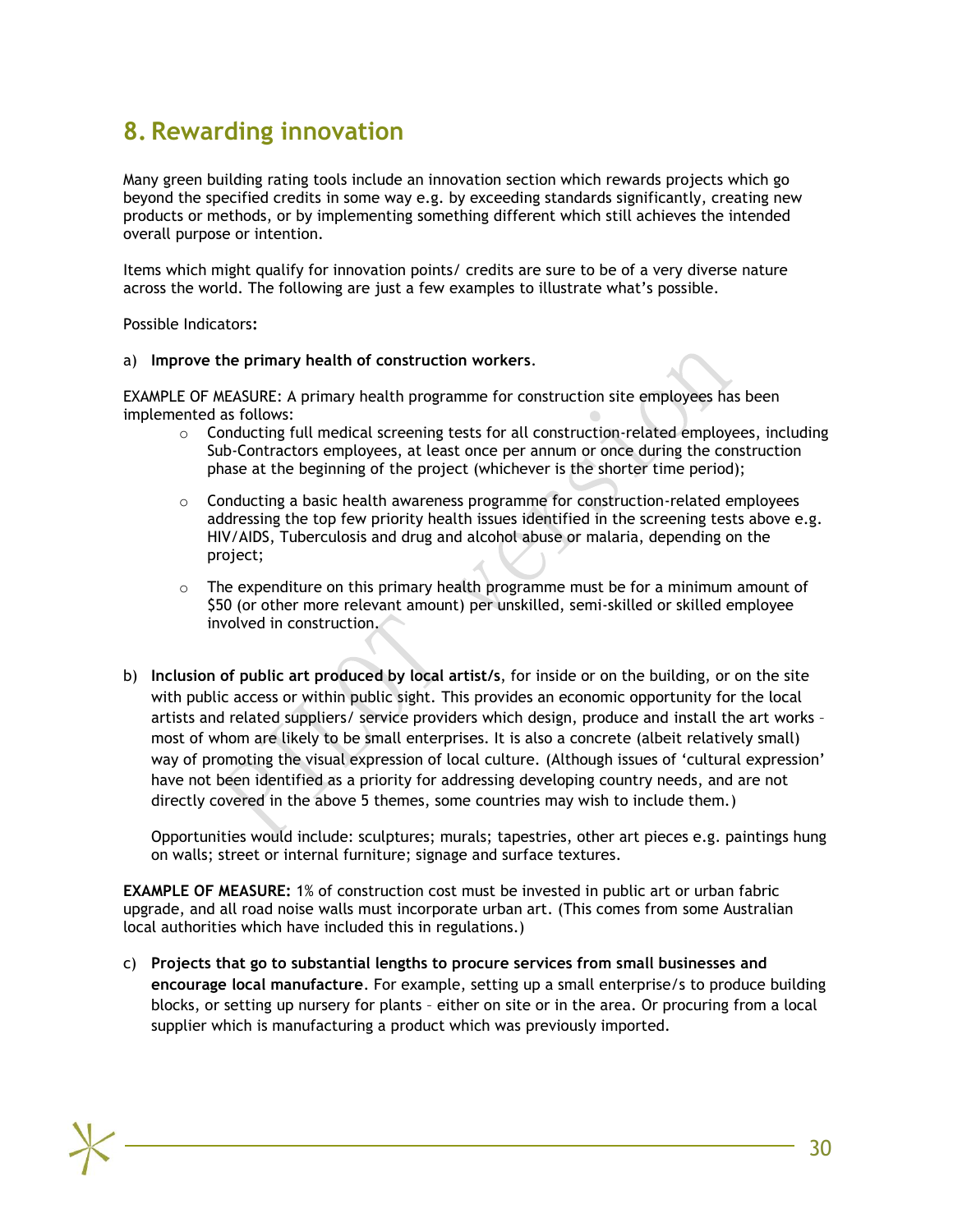# 8. Rewarding innovation

Many green building rating tools include an innovation section which rewards projects which go beyond the specified credits in some way e.g. by exceeding standards significantly, creating new products or methods, or by implementing something different which still achieves the intended overall purpose or intention.

Items which might qualify for innovation points/ credits are sure to be of a very diverse nature across the world. The following are just a few examples to illustrate what's possible.

Possible Indicators**:**

a) **Improve the primary health of construction workers**.

EXAMPLE OF MEASURE: A primary health programme for construction site employees has been implemented as follows:

- Conducting full medical screening tests for all construction-related employees, including Sub-Contractors employees, at least once per annum or once during the construction phase at the beginning of the project (whichever is the shorter time period);
- Conducting a basic health awareness programme for construction-related employees addressing the top few priority health issues identified in the screening tests above e.g. HIV/AIDS, Tuberculosis and drug and alcohol abuse or malaria, depending on the project;
- The expenditure on this primary health programme must be for a minimum amount of $50 (or other more relevant amount) per unskilled, semi-skilled or skilled employee involved in construction.

b) **Inclusion of public art produced by local artist/s**, for inside or on the building, or on the site with public access or within public sight. This provides an economic opportunity for the local artists and related suppliers/ service providers which design, produce and install the art works – most of whom are likely to be small enterprises. It is also a concrete (albeit relatively small) way of promoting the visual expression of local culture. (Although issues of 'cultural expression' have not been identified as a priority for addressing developing country needs, and are not directly covered in the above 5 themes, some countries may wish to include them.)

Opportunities would include: sculptures; murals; tapestries, other art pieces e.g. paintings hung on walls; street or internal furniture; signage and surface textures.

**EXAMPLE OF MEASURE:** 1% of construction cost must be invested in public art or urban fabric upgrade, and all road noise walls must incorporate urban art. (This comes from some Australian local authorities which have included this in regulations.)

c) **Projects that go to substantial lengths to procure services from small businesses and encourage local manufacture**. For example, setting up a small enterprise/s to produce building blocks, or setting up nursery for plants – either on site or in the area. Or procuring from a local supplier which is manufacturing a product which was previously imported.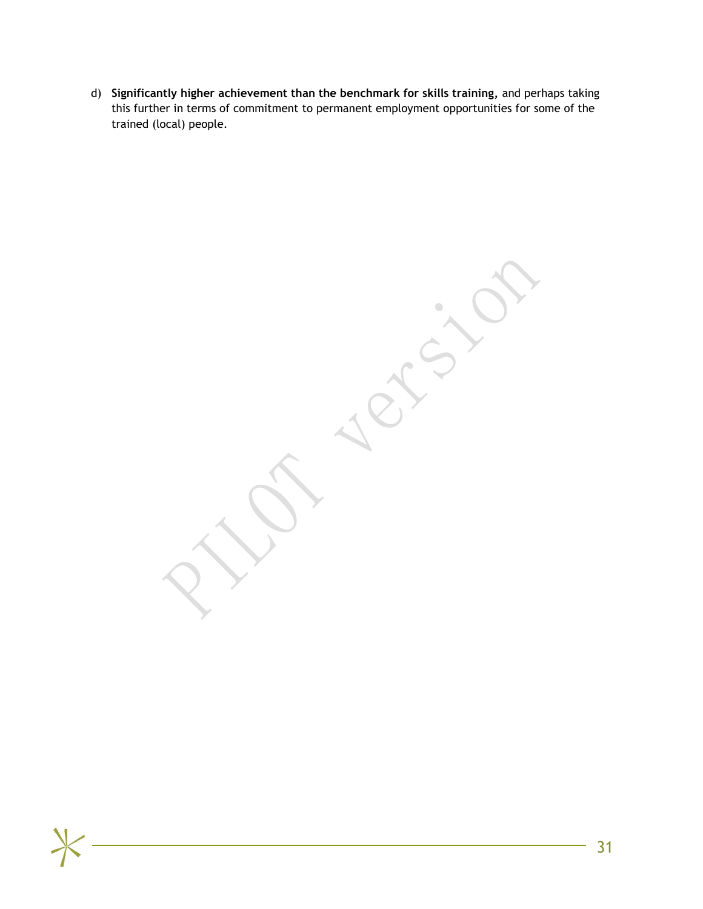d) **Significantly higher achievement than the benchmark for skills training,** and perhaps taking this further in terms of commitment to permanent employment opportunities for some of the trained (local) people.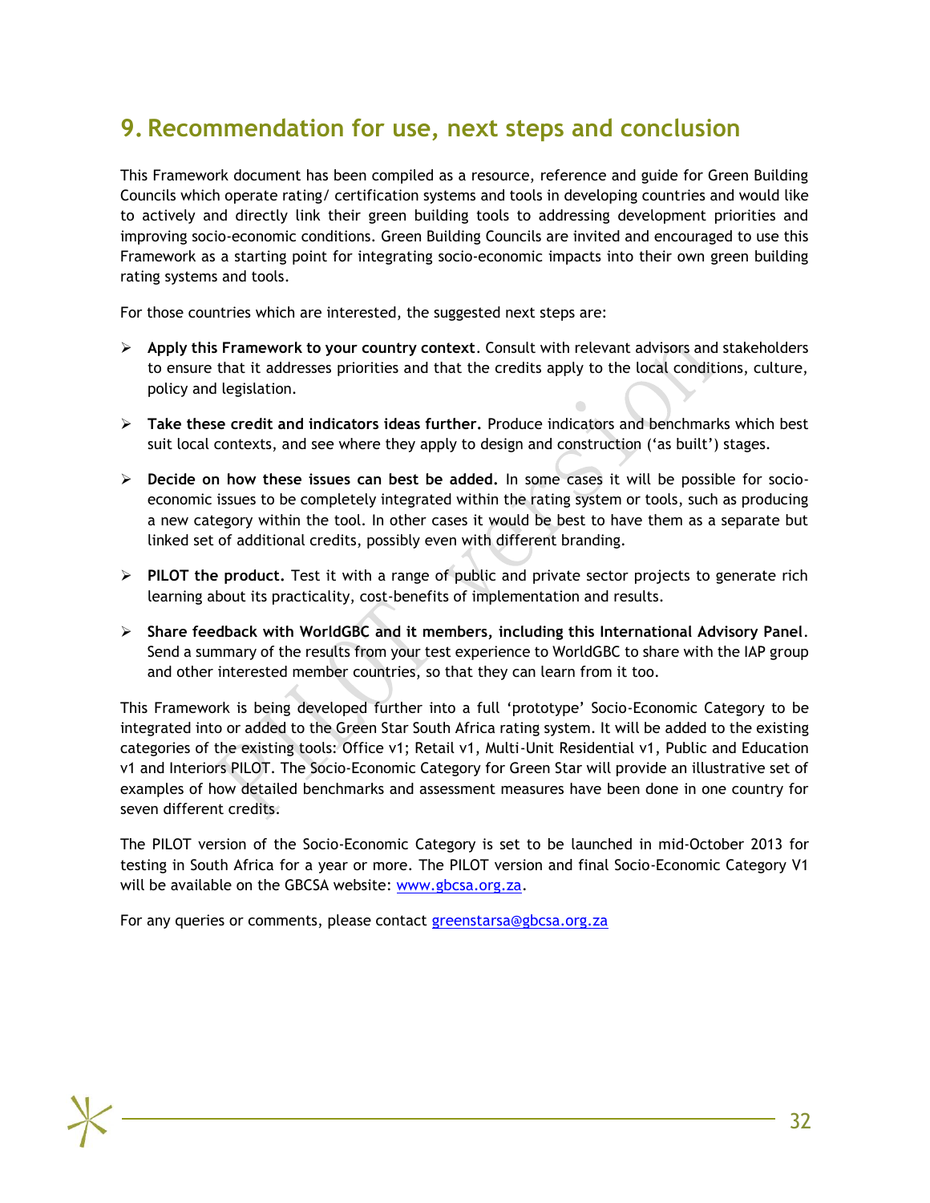## 9. Recommendation for use, next steps and conclusion

This Framework document has been compiled as a resource, reference and guide for Green Building Councils which operate rating/ certification systems and tools in developing countries and would like to actively and directly link their green building tools to addressing development priorities and improving socio-economic conditions. Green Building Councils are invited and encouraged to use this Framework as a starting point for integrating socio-economic impacts into their own green building rating systems and tools.

For those countries which are interested, the suggested next steps are:

- **Apply this Framework to your country context**. Consult with relevant advisors and stakeholders to ensure that it addresses priorities and that the credits apply to the local conditions, culture, policy and legislation.
- **Take these credit and indicators ideas further.** Produce indicators and benchmarks which best suit local contexts, and see where they apply to design and construction ('as built') stages.
- **Decide on how these issues can best be added.** In some cases it will be possible for socio-economic issues to be completely integrated within the rating system or tools, such as producing a new category within the tool. In other cases it would be best to have them as a separate but linked set of additional credits, possibly even with different branding.
- **PILOT the product.** Test it with a range of public and private sector projects to generate rich learning about its practicality, cost-benefits of implementation and results.
- **Share feedback with WorldGBC and it members, including this International Advisory Panel**. Send a summary of the results from your test experience to WorldGBC to share with the IAP group and other interested member countries, so that they can learn from it too.

This Framework is being developed further into a full 'prototype' Socio-Economic Category to be integrated into or added to the Green Star South Africa rating system. It will be added to the existing categories of the existing tools: Office v1; Retail v1, Multi-Unit Residential v1, Public and Education v1 and Interiors PILOT. The Socio-Economic Category for Green Star will provide an illustrative set of examples of how detailed benchmarks and assessment measures have been done in one country for seven different credits.

The PILOT version of the Socio-Economic Category is set to be launched in mid-October 2013 for testing in South Africa for a year or more. The PILOT version and final Socio-Economic Category V1 will be available on the GBCSA website: www.gbcsa.org.za.

For any queries or comments, please contact greenstarsa@gbcsa.org.za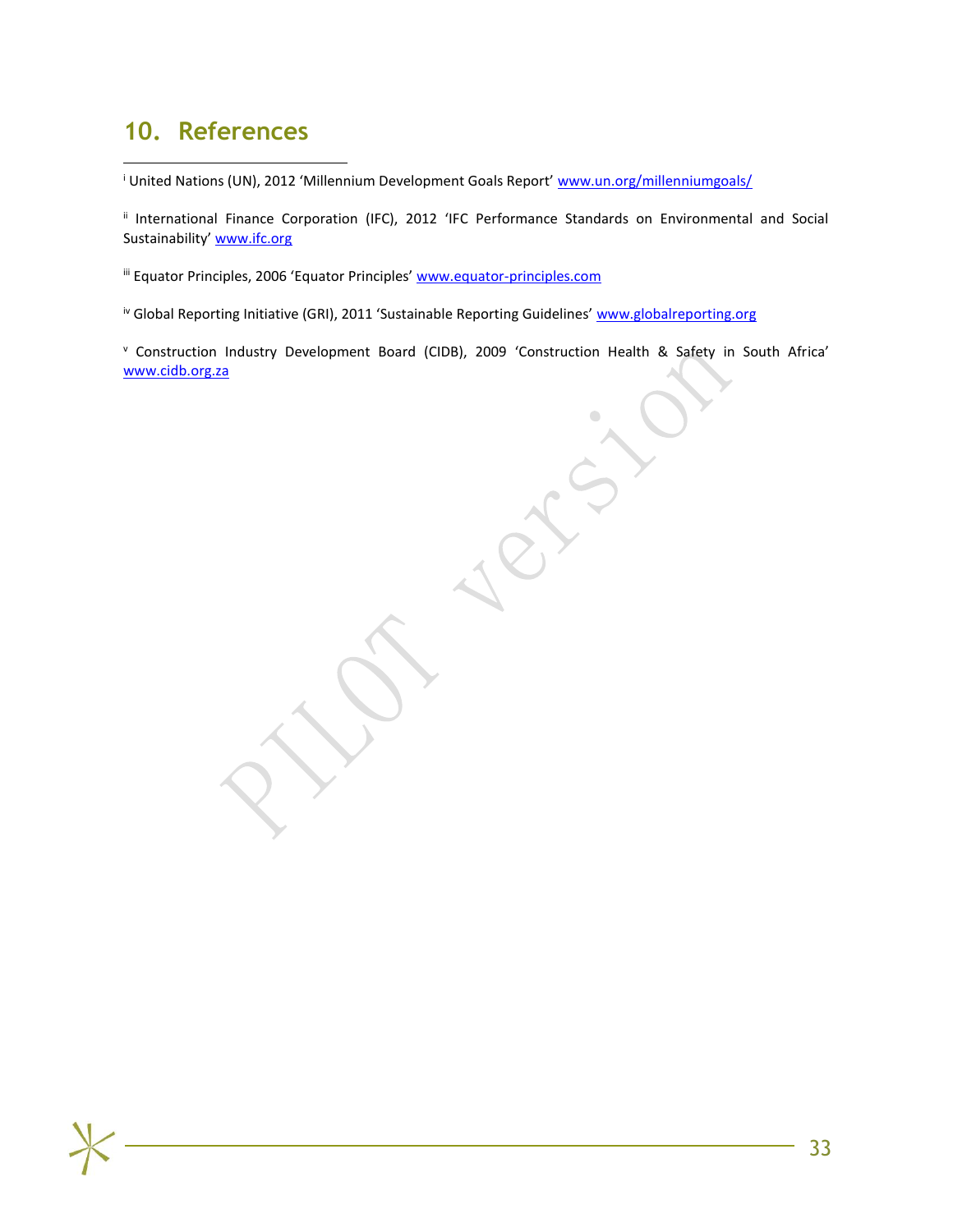## 10. References

[i] United Nations (UN), 2012 'Millennium Development Goals Report' www.un.org/millenniumgoals/

[ii] International Finance Corporation (IFC), 2012 'IFC Performance Standards on Environmental and Social Sustainability' www.ifc.org

[iii] Equator Principles, 2006 'Equator Principles' www.equator-principles.com

[iv] Global Reporting Initiative (GRI), 2011 'Sustainable Reporting Guidelines' www.globalreporting.org

[v] Construction Industry Development Board (CIDB), 2009 'Construction Health & Safety in South Africa' www.cidb.org.za